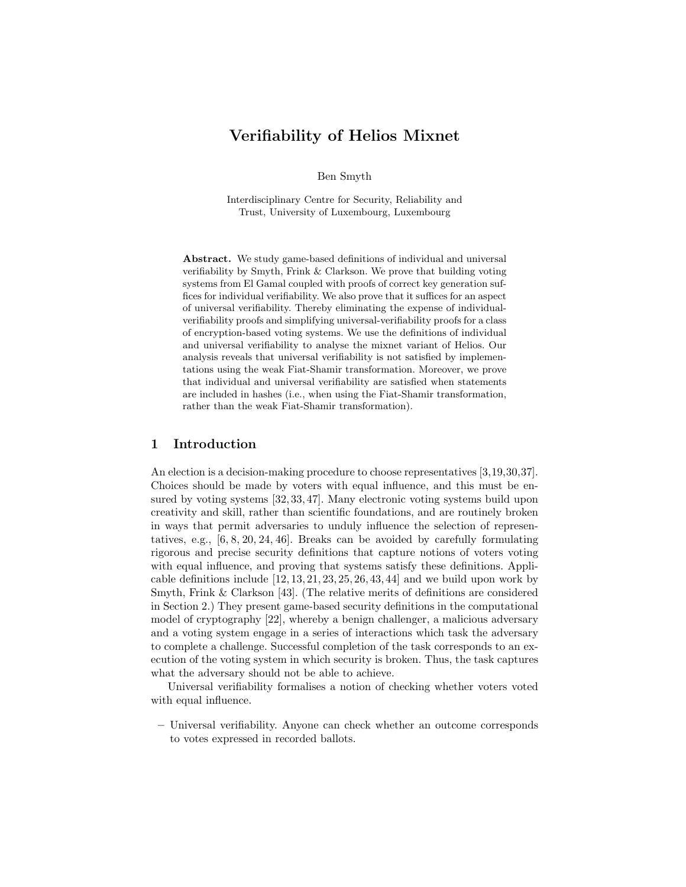# Verifiability of Helios Mixnet

Ben Smyth

Interdisciplinary Centre for Security, Reliability and Trust, University of Luxembourg, Luxembourg

**Abstract.** We study game-based definitions of individual and universal verifiability by Smyth, Frink & Clarkson. We prove that building voting systems from El Gamal coupled with proofs of correct key generation suffices for individual verifiability. We also prove that it suffices for an aspect of universal verifiability. Thereby eliminating the expense of individual-verifiability proofs and simplifying universal-verifiability proofs for a class of encryption-based voting systems. We use the definitions of individual and universal verifiability to analyse the mixnet variant of Helios. Our analysis reveals that universal verifiability is not satisfied by implementations using the weak Fiat-Shamir transformation. Moreover, we prove that individual and universal verifiability are satisfied when statements are included in hashes (i.e., when using the Fiat-Shamir transformation, rather than the weak Fiat-Shamir transformation).

## 1 Introduction

An election is a decision-making procedure to choose representatives [3,19,30,37]. Choices should be made by voters with equal influence, and this must be ensured by voting systems [32, 33, 47]. Many electronic voting systems build upon creativity and skill, rather than scientific foundations, and are routinely broken in ways that permit adversaries to unduly influence the selection of representatives, e.g., [6, 8, 20, 24, 46]. Breaks can be avoided by carefully formulating rigorous and precise security definitions that capture notions of voters voting with equal influence, and proving that systems satisfy these definitions. Applicable definitions include [12, 13, 21, 23, 25, 26, 43, 44] and we build upon work by Smyth, Frink & Clarkson [43]. (The relative merits of definitions are considered in Section 2.) They present game-based security definitions in the computational model of cryptography [22], whereby a benign challenger, a malicious adversary and a voting system engage in a series of interactions which task the adversary to complete a challenge. Successful completion of the task corresponds to an execution of the voting system in which security is broken. Thus, the task captures what the adversary should not be able to achieve.

Universal verifiability formalises a notion of checking whether voters voted with equal influence.

- Universal verifiability. Anyone can check whether an outcome corresponds to votes expressed in recorded ballots.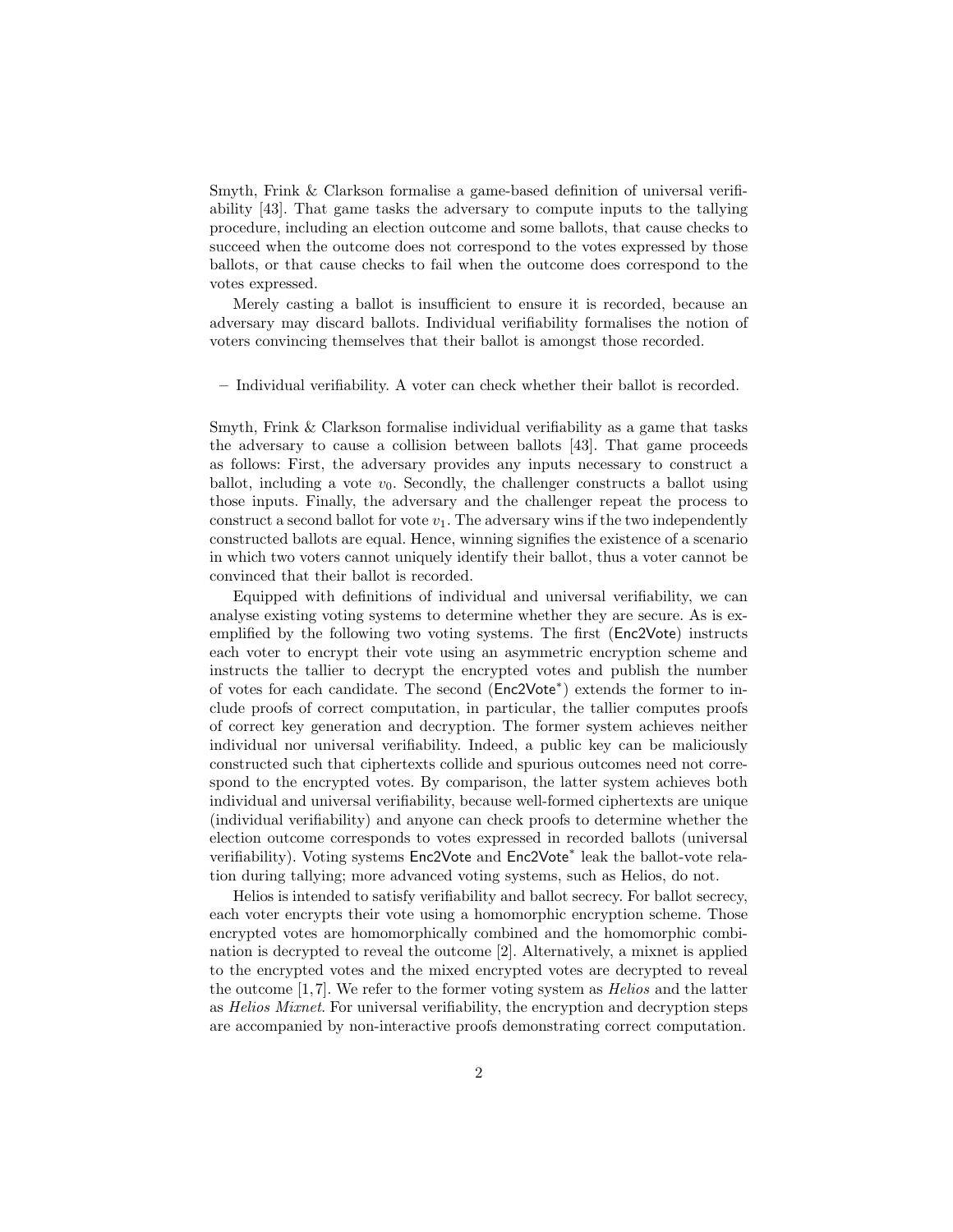Smyth, Frink & Clarkson formalise a game-based definition of universal verifiability [43]. That game tasks the adversary to compute inputs to the tallying procedure, including an election outcome and some ballots, that cause checks to succeed when the outcome does not correspond to the votes expressed by those ballots, or that cause checks to fail when the outcome does correspond to the votes expressed.

Merely casting a ballot is insufficient to ensure it is recorded, because an adversary may discard ballots. Individual verifiability formalises the notion of voters convincing themselves that their ballot is amongst those recorded.

- Individual verifiability. A voter can check whether their ballot is recorded.

Smyth, Frink & Clarkson formalise individual verifiability as a game that tasks the adversary to cause a collision between ballots [43]. That game proceeds as follows: First, the adversary provides any inputs necessary to construct a ballot, including a vote $v_0$. Secondly, the challenger constructs a ballot using those inputs. Finally, the adversary and the challenger repeat the process to construct a second ballot for vote $v_1$. The adversary wins if the two independently constructed ballots are equal. Hence, winning signifies the existence of a scenario in which two voters cannot uniquely identify their ballot, thus a voter cannot be convinced that their ballot is recorded.

Equipped with definitions of individual and universal verifiability, we can analyse existing voting systems to determine whether they are secure. As is exemplified by the following two voting systems. The first (Enc2Vote) instructs each voter to encrypt their vote using an asymmetric encryption scheme and instructs the tallier to decrypt the encrypted votes and publish the number of votes for each candidate. The second (Enc2Vote*) extends the former to include proofs of correct computation, in particular, the tallier computes proofs of correct key generation and decryption. The former system achieves neither individual nor universal verifiability. Indeed, a public key can be maliciously constructed such that ciphertexts collide and spurious outcomes need not correspond to the encrypted votes. By comparison, the latter system achieves both individual and universal verifiability, because well-formed ciphertexts are unique (individual verifiability) and anyone can check proofs to determine whether the election outcome corresponds to votes expressed in recorded ballots (universal verifiability). Voting systems Enc2Vote and Enc2Vote* leak the ballot-vote relation during tallying; more advanced voting systems, such as Helios, do not.

Helios is intended to satisfy verifiability and ballot secrecy. For ballot secrecy, each voter encrypts their vote using a homomorphic encryption scheme. Those encrypted votes are homomorphically combined and the homomorphic combination is decrypted to reveal the outcome [2]. Alternatively, a mixnet is applied to the encrypted votes and the mixed encrypted votes are decrypted to reveal the outcome [1,7]. We refer to the former voting system as *Helios* and the latter as *Helios Mixnet*. For universal verifiability, the encryption and decryption steps are accompanied by non-interactive proofs demonstrating correct computation.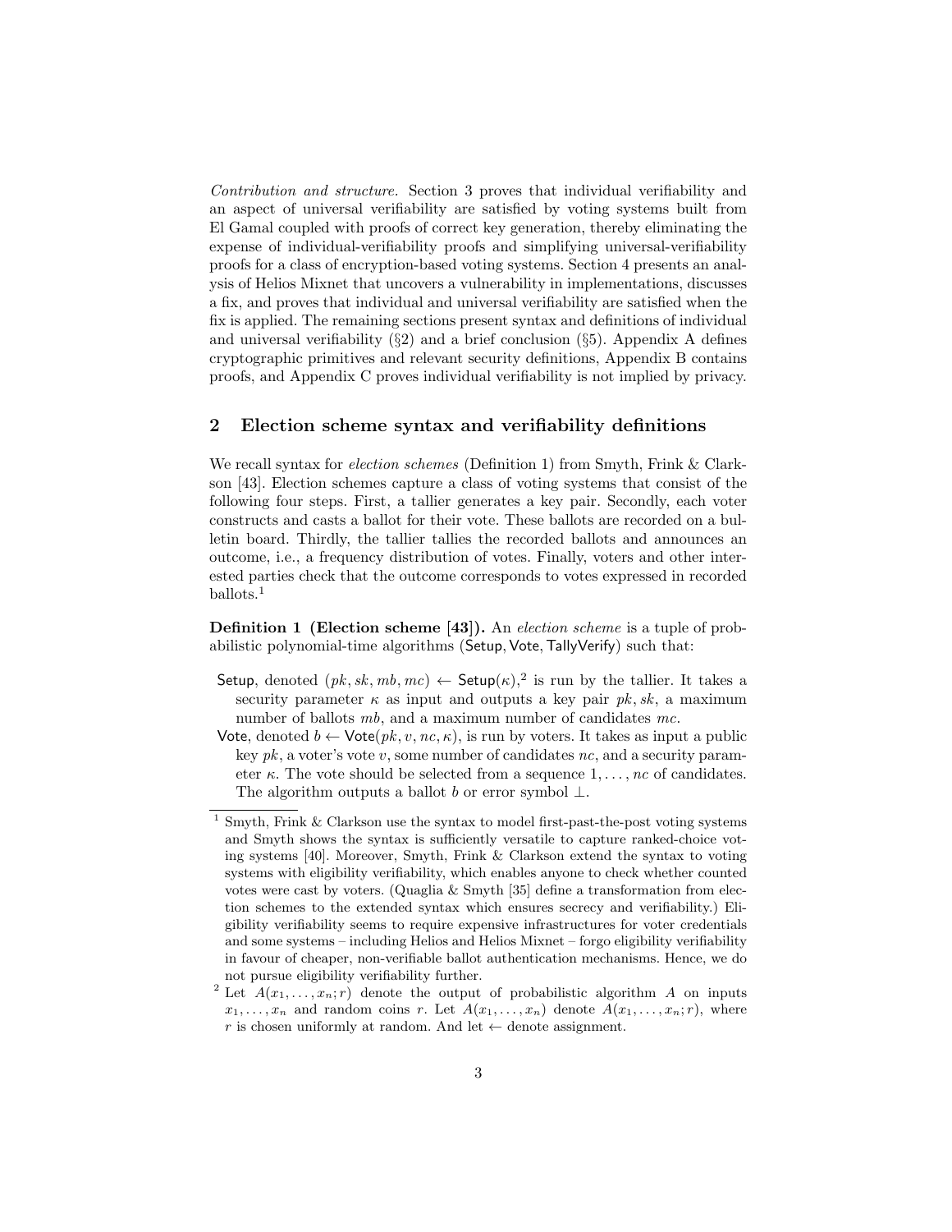*Contribution and structure.* Section 3 proves that individual verifiability and an aspect of universal verifiability are satisfied by voting systems built from El Gamal coupled with proofs of correct key generation, thereby eliminating the expense of individual-verifiability proofs and simplifying universal-verifiability proofs for a class of encryption-based voting systems. Section 4 presents an analysis of Helios Mixnet that uncovers a vulnerability in implementations, discusses a fix, and proves that individual and universal verifiability are satisfied when the fix is applied. The remaining sections present syntax and definitions of individual and universal verifiability (§2) and a brief conclusion (§5). Appendix A defines cryptographic primitives and relevant security definitions, Appendix B contains proofs, and Appendix C proves individual verifiability is not implied by privacy.

## 2 Election scheme syntax and verifiability definitions

We recall syntax for *election schemes* (Definition 1) from Smyth, Frink & Clarkson [43]. Election schemes capture a class of voting systems that consist of the following four steps. First, a tallier generates a key pair. Secondly, each voter constructs and casts a ballot for their vote. These ballots are recorded on a bulletin board. Thirdly, the tallier tallies the recorded ballots and announces an outcome, i.e., a frequency distribution of votes. Finally, voters and other interested parties check that the outcome corresponds to votes expressed in recorded ballots.[1]

**Definition 1 (Election scheme [43]).** An *election scheme* is a tuple of probabilistic polynomial-time algorithms $(\mathsf{Setup}, \mathsf{Vote}, \mathsf{TallyVerify})$ such that:

- $\mathsf{Setup}$, denoted $(pk, sk, mb, mc) \leftarrow \mathsf{Setup}(\kappa)$,[2] is run by the tallier. It takes a security parameter $\kappa$ as input and outputs a key pair $pk, sk$, a maximum number of ballots $mb$, and a maximum number of candidates $mc$.
- $\mathsf{Vote}$, denoted $b \leftarrow \mathsf{Vote}(pk, v, nc, \kappa)$, is run by voters. It takes as input a public key $pk$, a voter's vote $v$, some number of candidates $nc$, and a security parameter $\kappa$. The vote should be selected from a sequence $1, \ldots, nc$ of candidates. The algorithm outputs a ballot $b$ or error symbol $\perp$.

[1] Smyth, Frink & Clarkson use the syntax to model first-past-the-post voting systems and Smyth shows the syntax is sufficiently versatile to capture ranked-choice voting systems [40]. Moreover, Smyth, Frink & Clarkson extend the syntax to voting systems with eligibility verifiability, which enables anyone to check whether counted votes were cast by voters. (Quaglia & Smyth [35] define a transformation from election schemes to the extended syntax which ensures secrecy and verifiability.) Eligibility verifiability seems to require expensive infrastructures for voter credentials and some systems – including Helios and Helios Mixnet – forgo eligibility verifiability in favour of cheaper, non-verifiable ballot authentication mechanisms. Hence, we do not pursue eligibility verifiability further.

[2] Let $A(x_1, \ldots, x_n; r)$ denote the output of probabilistic algorithm $A$ on inputs $x_1, \ldots, x_n$ and random coins $r$. Let $A(x_1, \ldots, x_n)$ denote $A(x_1, \ldots, x_n; r)$, where $r$ is chosen uniformly at random. And let $\leftarrow$ denote assignment.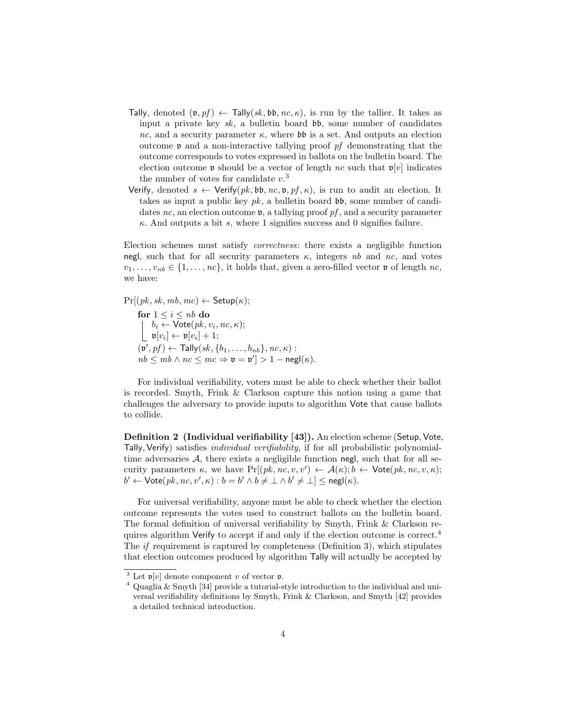- Tally, denoted $(\mathfrak{v}, pf) \leftarrow \mathsf{Tally}(sk, \mathfrak{bb}, nc, \kappa)$, is run by the tallier. It takes as input a private key $sk$, a bulletin board $\mathfrak{bb}$, some number of candidates $nc$, and a security parameter $\kappa$, where $\mathfrak{bb}$ is a set. And outputs an election outcome $\mathfrak{v}$ and a non-interactive tallying proof $pf$ demonstrating that the outcome corresponds to votes expressed in ballots on the bulletin board. The election outcome $\mathfrak{v}$ should be a vector of length $nc$ such that $\mathfrak{v}[v]$ indicates the number of votes for candidate $v$.[3]
- Verify, denoted $s \leftarrow \mathsf{Verify}(pk, \mathfrak{bb}, nc, \mathfrak{v}, pf, \kappa)$, is run to audit an election. It takes as input a public key $pk$, a bulletin board $\mathfrak{bb}$, some number of candidates $nc$, an election outcome $\mathfrak{v}$, a tallying proof $pf$, and a security parameter $\kappa$. And outputs a bit $s$, where 1 signifies success and 0 signifies failure.

Election schemes must satisfy *correctness*: there exists a negligible function negl, such that for all security parameters $\kappa$, integers $nb$ and $nc$, and votes $v_1, \ldots, v_{nb} \in \{1, \ldots, nc\}$, it holds that, given a zero-filled vector $\mathfrak{v}$ of length $nc$, we have:

$$
\begin{aligned}
&\Pr[(pk, sk, mb, mc) \leftarrow \mathsf{Setup}(\kappa);\\
&\quad \textbf{for } 1 \leq i \leq nb \textbf{ do}\\
&\quad\quad b_i \leftarrow \mathsf{Vote}(pk, v_i, nc, \kappa);\\
&\quad\quad \mathfrak{v}[v_i] \leftarrow \mathfrak{v}[v_i] + 1;\\
&\quad (\mathfrak{v}', pf) \leftarrow \mathsf{Tally}(sk, \{b_1, \ldots, b_{nb}\}, nc, \kappa) :\\
&\quad nb \leq mb \wedge nc \leq mc \Rightarrow \mathfrak{v} = \mathfrak{v}'] > 1 - \mathsf{negl}(\kappa).
\end{aligned}
$$

For individual verifiability, voters must be able to check whether their ballot is recorded. Smyth, Frink & Clarkson capture this notion using a game that challenges the adversary to provide inputs to algorithm Vote that cause ballots to collide.

**Definition 2 (Individual verifiability [43]).** An election scheme (Setup, Vote, Tally, Verify) satisfies *individual verifiability*, if for all probabilistic polynomial-time adversaries $\mathcal{A}$, there exists a negligible function negl, such that for all security parameters $\kappa$, we have $\Pr[(pk, nc, v, v') \leftarrow \mathcal{A}(\kappa); b \leftarrow \mathsf{Vote}(pk, nc, v, \kappa);$ $b' \leftarrow \mathsf{Vote}(pk, nc, v', \kappa) : b = b' \wedge b \neq \perp \wedge b' \neq \perp] \leq \mathsf{negl}(\kappa)$.

For universal verifiability, anyone must be able to check whether the election outcome represents the votes used to construct ballots on the bulletin board. The formal definition of universal verifiability by Smyth, Frink & Clarkson requires algorithm Verify to accept if and only if the election outcome is correct.[4] The *if* requirement is captured by completeness (Definition 3), which stipulates that election outcomes produced by algorithm Tally will actually be accepted by

[3] Let $\mathfrak{v}[v]$ denote component $v$ of vector $\mathfrak{v}$.

[4] Quaglia & Smyth [34] provide a tutorial-style introduction to the individual and universal verifiability definitions by Smyth, Frink & Clarkson, and Smyth [42] provides a detailed technical introduction.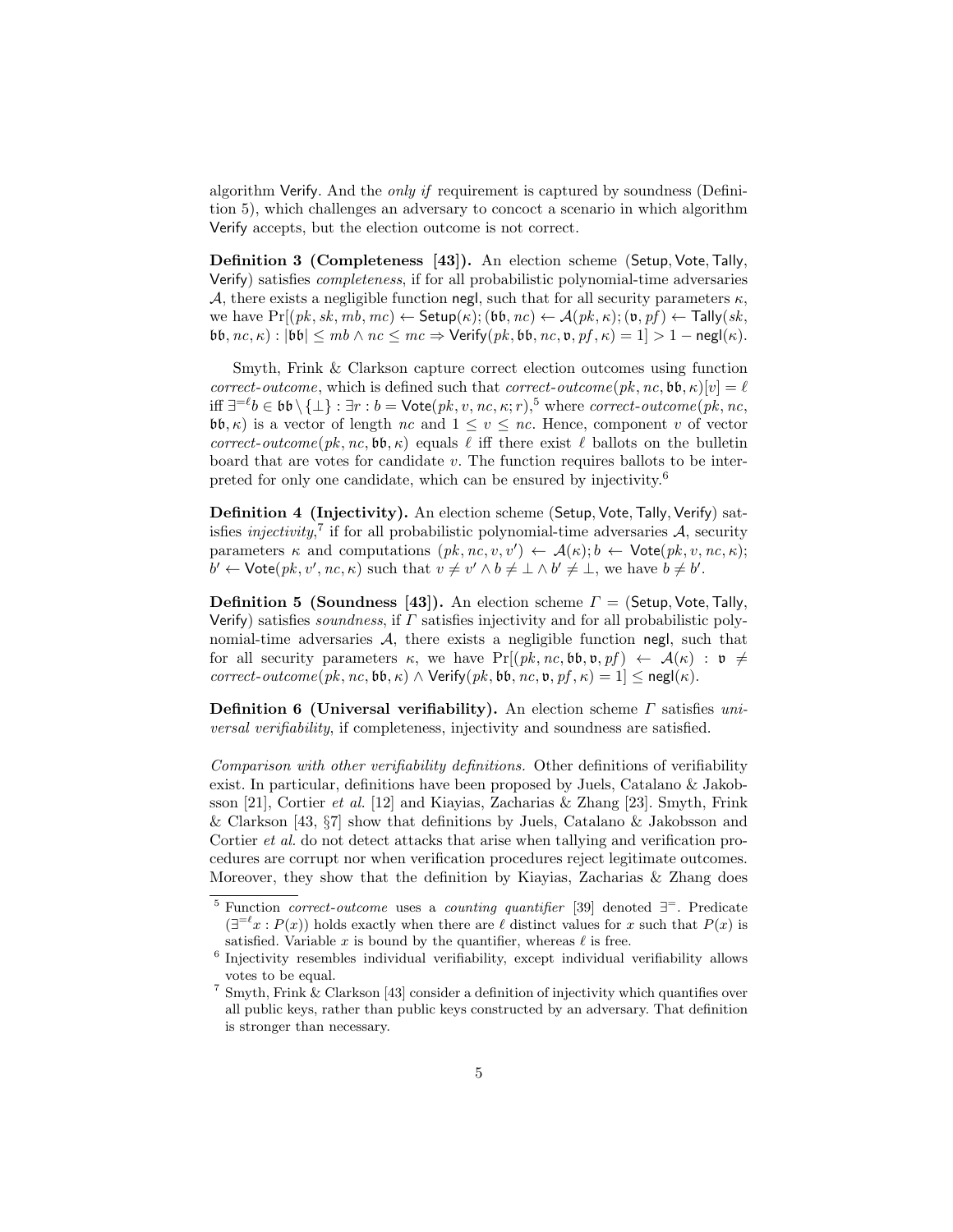algorithm Verify. And the *only if* requirement is captured by soundness (Definition 5), which challenges an adversary to concoct a scenario in which algorithm Verify accepts, but the election outcome is not correct.

**Definition 3 (Completeness [43]).** An election scheme (Setup, Vote, Tally, Verify) satisfies *completeness*, if for all probabilistic polynomial-time adversaries $\mathcal{A}$, there exists a negligible function negl, such that for all security parameters $\kappa$, we have $\Pr[(pk, sk, mb, mc) \leftarrow \mathsf{Setup}(\kappa); (\mathfrak{bb}, nc) \leftarrow \mathcal{A}(pk, \kappa); (\mathfrak{v}, pf) \leftarrow \mathsf{Tally}(sk, \mathfrak{bb}, nc, \kappa) : |\mathfrak{bb}| \leq mb \wedge nc \leq mc \Rightarrow \mathsf{Verify}(pk, \mathfrak{bb}, nc, \mathfrak{v}, pf, \kappa) = 1] > 1 - \mathsf{negl}(\kappa)$.

Smyth, Frink & Clarkson capture correct election outcomes using function *correct-outcome*, which is defined such that $\mathit{correct\text{-}outcome}(pk, nc, \mathfrak{bb}, \kappa)[v] = \ell$ iff $\exists^{=\ell} b \in \mathfrak{bb} \setminus \{\perp\} : \exists r : b = \mathsf{Vote}(pk, v, nc, \kappa; r)$,[5] where $\mathit{correct\text{-}outcome}(pk, nc, \mathfrak{bb}, \kappa)$ is a vector of length $nc$ and $1 \leq v \leq nc$. Hence, component $v$ of vector $\mathit{correct\text{-}outcome}(pk, nc, \mathfrak{bb}, \kappa)$ equals $\ell$ iff there exist $\ell$ ballots on the bulletin board that are votes for candidate $v$. The function requires ballots to be interpreted for only one candidate, which can be ensured by injectivity.[6]

**Definition 4 (Injectivity).** An election scheme (Setup, Vote, Tally, Verify) satisfies *injectivity*,[7] if for all probabilistic polynomial-time adversaries $\mathcal{A}$, security parameters $\kappa$ and computations $(pk, nc, v, v') \leftarrow \mathcal{A}(\kappa); b \leftarrow \mathsf{Vote}(pk, v, nc, \kappa); b' \leftarrow \mathsf{Vote}(pk, v', nc, \kappa)$ such that $v \neq v' \wedge b \neq \perp \wedge b' \neq \perp$, we have $b \neq b'$.

**Definition 5 (Soundness [43]).** An election scheme $\Gamma$ = (Setup, Vote, Tally, Verify) satisfies *soundness*, if $\Gamma$ satisfies injectivity and for all probabilistic polynomial-time adversaries $\mathcal{A}$, there exists a negligible function negl, such that for all security parameters $\kappa$, we have $\Pr[(pk, nc, \mathfrak{bb}, \mathfrak{v}, pf) \leftarrow \mathcal{A}(\kappa) : \mathfrak{v} \neq \mathit{correct\text{-}outcome}(pk, nc, \mathfrak{bb}, \kappa) \wedge \mathsf{Verify}(pk, \mathfrak{bb}, nc, \mathfrak{v}, pf, \kappa) = 1] \leq \mathsf{negl}(\kappa)$.

**Definition 6 (Universal verifiability).** An election scheme $\Gamma$ satisfies *universal verifiability*, if completeness, injectivity and soundness are satisfied.

*Comparison with other verifiability definitions.* Other definitions of verifiability exist. In particular, definitions have been proposed by Juels, Catalano & Jakobsson [21], Cortier *et al.* [12] and Kiayias, Zacharias & Zhang [23]. Smyth, Frink & Clarkson [43, §7] show that definitions by Juels, Catalano & Jakobsson and Cortier *et al.* do not detect attacks that arise when tallying and verification procedures are corrupt nor when verification procedures reject legitimate outcomes. Moreover, they show that the definition by Kiayias, Zacharias & Zhang does

---

[5] Function *correct-outcome* uses a *counting quantifier* [39] denoted $\exists^{=}$. Predicate $(\exists^{=\ell} x : P(x))$ holds exactly when there are $\ell$ distinct values for $x$ such that $P(x)$ is satisfied. Variable $x$ is bound by the quantifier, whereas $\ell$ is free.

[6] Injectivity resembles individual verifiability, except individual verifiability allows votes to be equal.

[7] Smyth, Frink & Clarkson [43] consider a definition of injectivity which quantifies over all public keys, rather than public keys constructed by an adversary. That definition is stronger than necessary.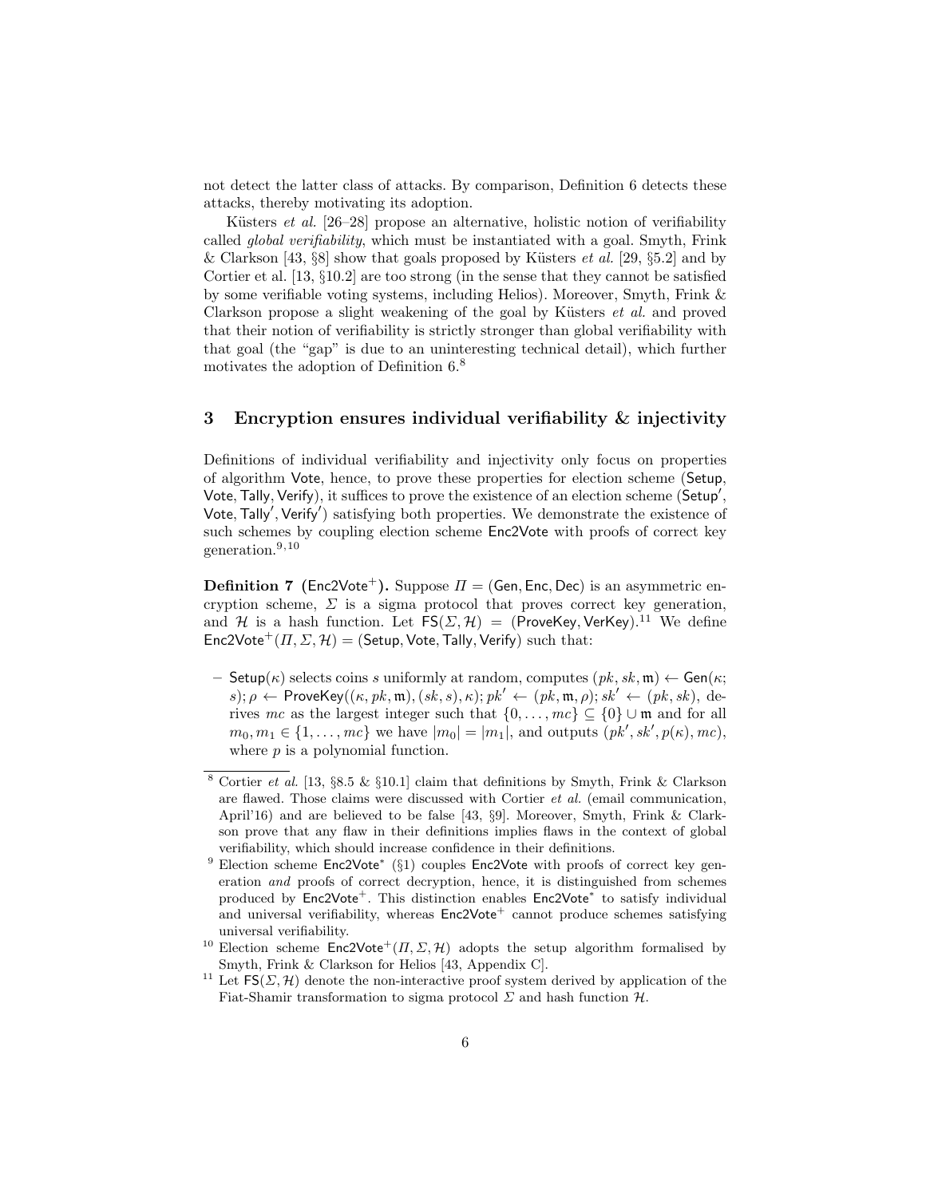not detect the latter class of attacks. By comparison, Definition 6 detects these attacks, thereby motivating its adoption.

Küsters *et al.* [26–28] propose an alternative, holistic notion of verifiability called *global verifiability*, which must be instantiated with a goal. Smyth, Frink & Clarkson [43, §8] show that goals proposed by Küsters *et al.* [29, §5.2] and by Cortier et al. [13, §10.2] are too strong (in the sense that they cannot be satisfied by some verifiable voting systems, including Helios). Moreover, Smyth, Frink & Clarkson propose a slight weakening of the goal by Küsters *et al.* and proved that their notion of verifiability is strictly stronger than global verifiability with that goal (the "gap" is due to an uninteresting technical detail), which further motivates the adoption of Definition 6.[8]

## 3 Encryption ensures individual verifiability & injectivity

Definitions of individual verifiability and injectivity only focus on properties of algorithm Vote, hence, to prove these properties for election scheme (Setup, Vote, Tally, Verify), it suffices to prove the existence of an election scheme (Setup$'$, Vote, Tally$'$, Verify$'$) satisfying both properties. We demonstrate the existence of such schemes by coupling election scheme Enc2Vote with proofs of correct key generation.[9,10]

**Definition 7 (Enc2Vote$^+$).** Suppose $\Pi = (\mathsf{Gen}, \mathsf{Enc}, \mathsf{Dec})$ is an asymmetric encryption scheme, $\Sigma$ is a sigma protocol that proves correct key generation, and $\mathcal{H}$ is a hash function. Let $\mathsf{FS}(\Sigma, \mathcal{H}) = (\mathsf{ProveKey}, \mathsf{VerKey})$.[11] We define $\mathsf{Enc2Vote}^+(\Pi, \Sigma, \mathcal{H}) = (\mathsf{Setup}, \mathsf{Vote}, \mathsf{Tally}, \mathsf{Verify})$ such that:

- $\mathsf{Setup}(\kappa)$ selects coins $s$ uniformly at random, computes $(pk, sk, \mathfrak{m}) \leftarrow \mathsf{Gen}(\kappa; s)$; $\rho \leftarrow \mathsf{ProveKey}((\kappa, pk, \mathfrak{m}), (sk, s), \kappa)$; $pk' \leftarrow (pk, \mathfrak{m}, \rho)$; $sk' \leftarrow (pk, sk)$, derives $mc$ as the largest integer such that $\{0, \ldots, mc\} \subseteq \{0\} \cup \mathfrak{m}$ and for all $m_0, m_1 \in \{1, \ldots, mc\}$ we have $|m_0| = |m_1|$, and outputs $(pk', sk', p(\kappa), mc)$, where $p$ is a polynomial function.

---

[8] Cortier *et al.* [13, §8.5 & §10.1] claim that definitions by Smyth, Frink & Clarkson are flawed. Those claims were discussed with Cortier *et al.* (email communication, April'16) and are believed to be false [43, §9]. Moreover, Smyth, Frink & Clarkson prove that any flaw in their definitions implies flaws in the context of global verifiability, which should increase confidence in their definitions.

[9] Election scheme Enc2Vote$^*$ (§1) couples Enc2Vote with proofs of correct key generation *and* proofs of correct decryption, hence, it is distinguished from schemes produced by Enc2Vote$^+$. This distinction enables Enc2Vote$^*$ to satisfy individual and universal verifiability, whereas Enc2Vote$^+$ cannot produce schemes satisfying universal verifiability.

[10] Election scheme $\mathsf{Enc2Vote}^+(\Pi, \Sigma, \mathcal{H})$ adopts the setup algorithm formalised by Smyth, Frink & Clarkson for Helios [43, Appendix C].

[11] Let $\mathsf{FS}(\Sigma, \mathcal{H})$ denote the non-interactive proof system derived by application of the Fiat-Shamir transformation to sigma protocol $\Sigma$ and hash function $\mathcal{H}$.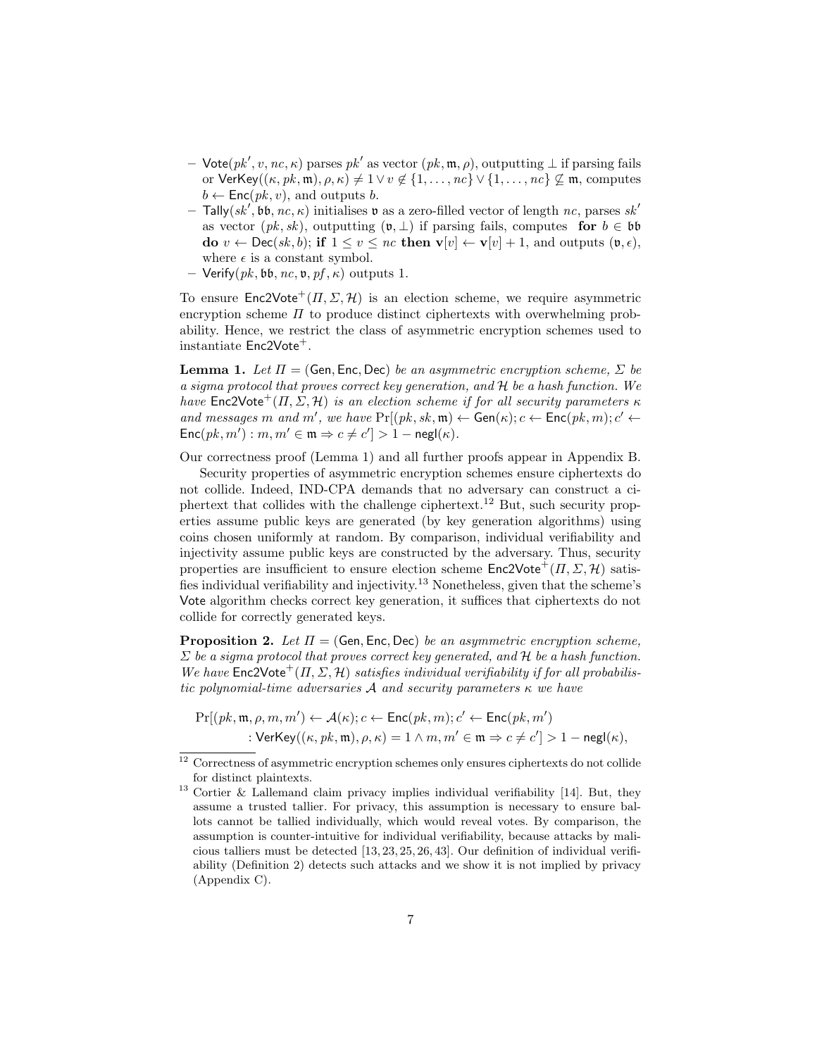- $\mathsf{Vote}(pk', v, nc, \kappa)$ parses $pk'$ as vector $(pk, \mathfrak{m}, \rho)$, outputting $\perp$ if parsing fails or $\mathsf{VerKey}((\kappa, pk, \mathfrak{m}), \rho, \kappa) \neq 1 \vee v \notin \{1, \ldots, nc\} \vee \{1, \ldots, nc\} \not\subseteq \mathfrak{m}$, computes $b \leftarrow \mathsf{Enc}(pk, v)$, and outputs $b$.
- $\mathsf{Tally}(sk', \mathfrak{bb}, nc, \kappa)$ initialises $\mathfrak{v}$ as a zero-filled vector of length $nc$, parses $sk'$ as vector $(pk, sk)$, outputting $(\mathfrak{v}, \perp)$ if parsing fails, computes **for** $b \in \mathfrak{bb}$ **do** $v \leftarrow \mathsf{Dec}(sk, b)$; **if** $1 \leq v \leq nc$ **then** $\mathbf{v}[v] \leftarrow \mathbf{v}[v] + 1$, and outputs $(\mathfrak{v}, \epsilon)$, where $\epsilon$ is a constant symbol.
- $\mathsf{Verify}(pk, \mathfrak{bb}, nc, \mathfrak{v}, pf, \kappa)$ outputs 1.

To ensure $\mathsf{Enc2Vote}^+(\Pi, \Sigma, \mathcal{H})$ is an election scheme, we require asymmetric encryption scheme $\Pi$ to produce distinct ciphertexts with overwhelming probability. Hence, we restrict the class of asymmetric encryption schemes used to instantiate $\mathsf{Enc2Vote}^+$.

**Lemma 1.** *Let $\Pi = (\mathsf{Gen}, \mathsf{Enc}, \mathsf{Dec})$ be an asymmetric encryption scheme, $\Sigma$ be a sigma protocol that proves correct key generation, and $\mathcal{H}$ be a hash function. We have $\mathsf{Enc2Vote}^+(\Pi, \Sigma, \mathcal{H})$ is an election scheme if for all security parameters $\kappa$ and messages $m$ and $m'$, we have $\Pr[(pk, sk, \mathfrak{m}) \leftarrow \mathsf{Gen}(\kappa); c \leftarrow \mathsf{Enc}(pk, m); c' \leftarrow \mathsf{Enc}(pk, m') : m, m' \in \mathfrak{m} \Rightarrow c \neq c'] > 1 - \mathsf{negl}(\kappa)$.*

Our correctness proof (Lemma 1) and all further proofs appear in Appendix B.

Security properties of asymmetric encryption schemes ensure ciphertexts do not collide. Indeed, IND-CPA demands that no adversary can construct a ciphertext that collides with the challenge ciphertext.[12] But, such security properties assume public keys are generated (by key generation algorithms) using coins chosen uniformly at random. By comparison, individual verifiability and injectivity assume public keys are constructed by the adversary. Thus, security properties are insufficient to ensure election scheme $\mathsf{Enc2Vote}^+(\Pi, \Sigma, \mathcal{H})$ satisfies individual verifiability and injectivity.[13] Nonetheless, given that the scheme's $\mathsf{Vote}$ algorithm checks correct key generation, it suffices that ciphertexts do not collide for correctly generated keys.

**Proposition 2.** *Let $\Pi = (\mathsf{Gen}, \mathsf{Enc}, \mathsf{Dec})$ be an asymmetric encryption scheme, $\Sigma$ be a sigma protocol that proves correct key generated, and $\mathcal{H}$ be a hash function. We have $\mathsf{Enc2Vote}^+(\Pi, \Sigma, \mathcal{H})$ satisfies individual verifiability if for all probabilistic polynomial-time adversaries $\mathcal{A}$ and security parameters $\kappa$ we have*

$$\Pr[(pk, \mathfrak{m}, \rho, m, m') \leftarrow \mathcal{A}(\kappa); c \leftarrow \mathsf{Enc}(pk, m); c' \leftarrow \mathsf{Enc}(pk, m') \\ : \mathsf{VerKey}((\kappa, pk, \mathfrak{m}), \rho, \kappa) = 1 \wedge m, m' \in \mathfrak{m} \Rightarrow c \neq c'] > 1 - \mathsf{negl}(\kappa),$$

[12] Correctness of asymmetric encryption schemes only ensures ciphertexts do not collide for distinct plaintexts.

[13] Cortier & Lallemand claim privacy implies individual verifiability [14]. But, they assume a trusted tallier. For privacy, this assumption is necessary to ensure ballots cannot be tallied individually, which would reveal votes. By comparison, the assumption is counter-intuitive for individual verifiability, because attacks by malicious talliers must be detected [13, 23, 25, 26, 43]. Our definition of individual verifiability (Definition 2) detects such attacks and we show it is not implied by privacy (Appendix C).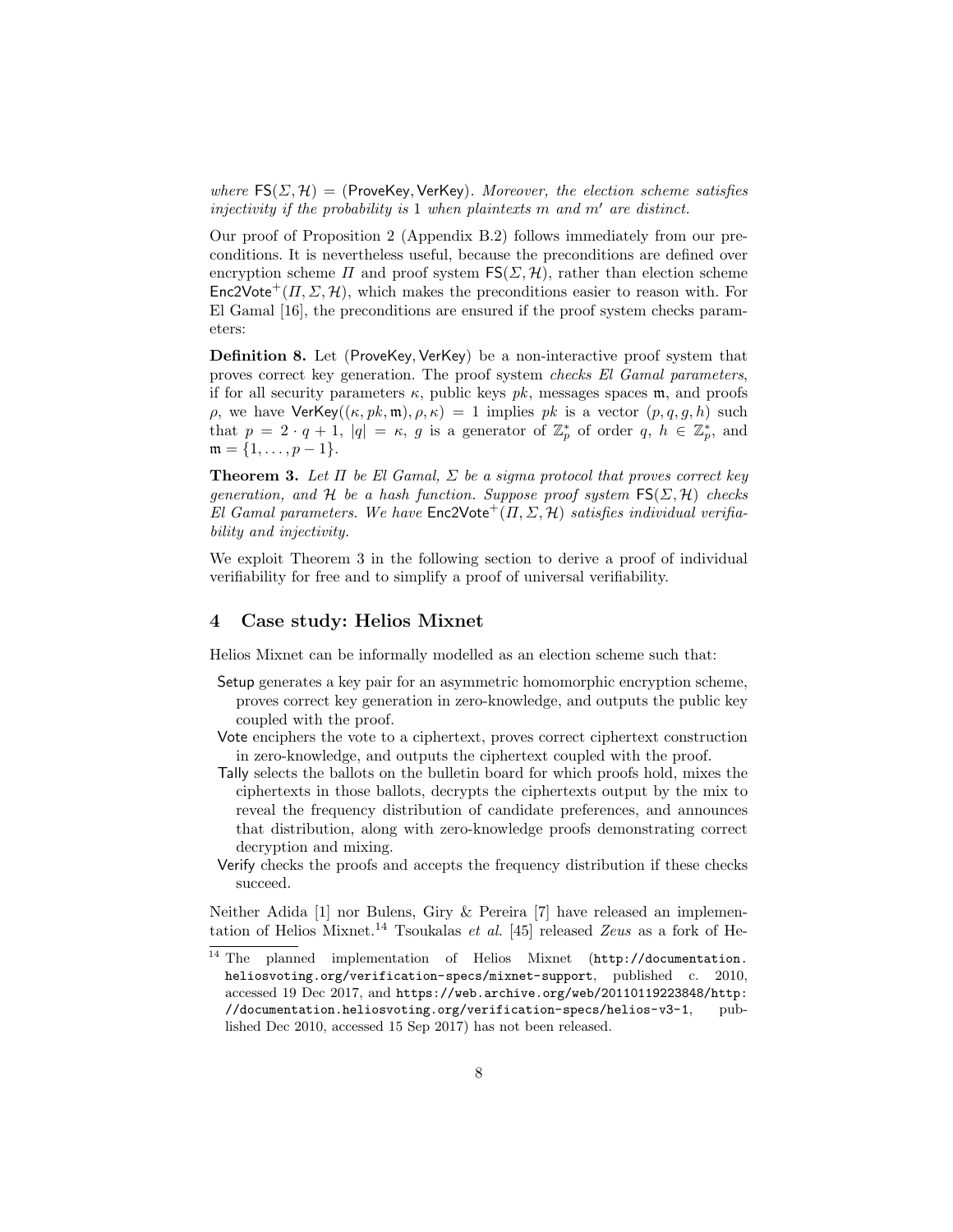*where* $\mathsf{FS}(\Sigma, \mathcal{H}) = (\mathsf{ProveKey}, \mathsf{VerKey})$*. Moreover, the election scheme satisfies injectivity if the probability is* 1 *when plaintexts* $m$ *and* $m'$ *are distinct.*

Our proof of Proposition 2 (Appendix B.2) follows immediately from our preconditions. It is nevertheless useful, because the preconditions are defined over encryption scheme $\Pi$ and proof system $\mathsf{FS}(\Sigma, \mathcal{H})$, rather than election scheme $\mathsf{Enc2Vote}^+(\Pi, \Sigma, \mathcal{H})$, which makes the preconditions easier to reason with. For El Gamal [16], the preconditions are ensured if the proof system checks parameters:

**Definition 8.** Let $(\mathsf{ProveKey}, \mathsf{VerKey})$ be a non-interactive proof system that proves correct key generation. The proof system *checks El Gamal parameters*, if for all security parameters $\kappa$, public keys $pk$, messages spaces $\mathfrak{m}$, and proofs $\rho$, we have $\mathsf{VerKey}((\kappa, pk, \mathfrak{m}), \rho, \kappa) = 1$ implies $pk$ is a vector $(p, q, g, h)$ such that $p = 2 \cdot q + 1$, $|q| = \kappa$, $g$ is a generator of $\mathbb{Z}_p^*$ of order $q$, $h \in \mathbb{Z}_p^*$, and $\mathfrak{m} = \{1, \ldots, p-1\}$.

**Theorem 3.** *Let* $\Pi$ *be El Gamal,* $\Sigma$ *be a sigma protocol that proves correct key generation, and* $\mathcal{H}$ *be a hash function. Suppose proof system* $\mathsf{FS}(\Sigma, \mathcal{H})$ *checks El Gamal parameters. We have* $\mathsf{Enc2Vote}^+(\Pi, \Sigma, \mathcal{H})$ *satisfies individual verifiability and injectivity.*

We exploit Theorem 3 in the following section to derive a proof of individual verifiability for free and to simplify a proof of universal verifiability.

## 4 Case study: Helios Mixnet

Helios Mixnet can be informally modelled as an election scheme such that:

- $\mathsf{Setup}$ generates a key pair for an asymmetric homomorphic encryption scheme, proves correct key generation in zero-knowledge, and outputs the public key coupled with the proof.
- $\mathsf{Vote}$ enciphers the vote to a ciphertext, proves correct ciphertext construction in zero-knowledge, and outputs the ciphertext coupled with the proof.
- $\mathsf{Tally}$ selects the ballots on the bulletin board for which proofs hold, mixes the ciphertexts in those ballots, decrypts the ciphertexts output by the mix to reveal the frequency distribution of candidate preferences, and announces that distribution, along with zero-knowledge proofs demonstrating correct decryption and mixing.
- $\mathsf{Verify}$ checks the proofs and accepts the frequency distribution if these checks succeed.

Neither Adida [1] nor Bulens, Giry & Pereira [7] have released an implementation of Helios Mixnet.[14] Tsoukalas *et al.* [45] released *Zeus* as a fork of He-

[14] The planned implementation of Helios Mixnet (http://documentation.heliosvoting.org/verification-specs/mixnet-support, published c. 2010, accessed 19 Dec 2017, and https://web.archive.org/web/20110119223848/http://documentation.heliosvoting.org/verification-specs/helios-v3-1, published Dec 2010, accessed 15 Sep 2017) has not been released.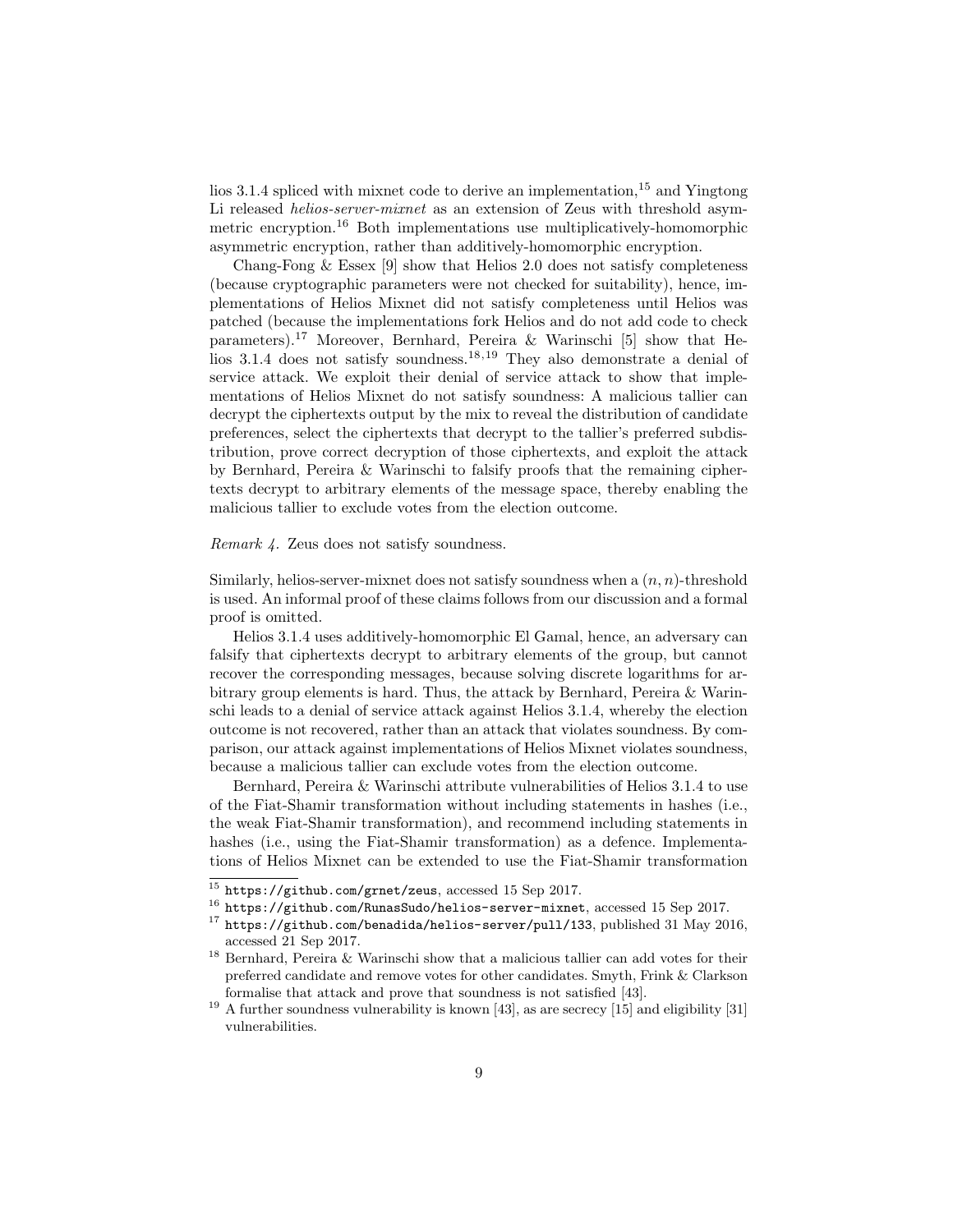lios 3.1.4 spliced with mixnet code to derive an implementation,[15] and Yingtong Li released *helios-server-mixnet* as an extension of Zeus with threshold asymmetric encryption.[16] Both implementations use multiplicatively-homomorphic asymmetric encryption, rather than additively-homomorphic encryption.

Chang-Fong & Essex [9] show that Helios 2.0 does not satisfy completeness (because cryptographic parameters were not checked for suitability), hence, implementations of Helios Mixnet did not satisfy completeness until Helios was patched (because the implementations fork Helios and do not add code to check parameters).[17] Moreover, Bernhard, Pereira & Warinschi [5] show that Helios 3.1.4 does not satisfy soundness.[18,19] They also demonstrate a denial of service attack. We exploit their denial of service attack to show that implementations of Helios Mixnet do not satisfy soundness: A malicious tallier can decrypt the ciphertexts output by the mix to reveal the distribution of candidate preferences, select the ciphertexts that decrypt to the tallier's preferred subdistribution, prove correct decryption of those ciphertexts, and exploit the attack by Bernhard, Pereira & Warinschi to falsify proofs that the remaining ciphertexts decrypt to arbitrary elements of the message space, thereby enabling the malicious tallier to exclude votes from the election outcome.

*Remark 4.* Zeus does not satisfy soundness.

Similarly, helios-server-mixnet does not satisfy soundness when a $(n, n)$-threshold is used. An informal proof of these claims follows from our discussion and a formal proof is omitted.

Helios 3.1.4 uses additively-homomorphic El Gamal, hence, an adversary can falsify that ciphertexts decrypt to arbitrary elements of the group, but cannot recover the corresponding messages, because solving discrete logarithms for arbitrary group elements is hard. Thus, the attack by Bernhard, Pereira & Warinschi leads to a denial of service attack against Helios 3.1.4, whereby the election outcome is not recovered, rather than an attack that violates soundness. By comparison, our attack against implementations of Helios Mixnet violates soundness, because a malicious tallier can exclude votes from the election outcome.

Bernhard, Pereira & Warinschi attribute vulnerabilities of Helios 3.1.4 to use of the Fiat-Shamir transformation without including statements in hashes (i.e., the weak Fiat-Shamir transformation), and recommend including statements in hashes (i.e., using the Fiat-Shamir transformation) as a defence. Implementations of Helios Mixnet can be extended to use the Fiat-Shamir transformation

[15] `https://github.com/grnet/zeus`, accessed 15 Sep 2017.

[16] `https://github.com/RunasSudo/helios-server-mixnet`, accessed 15 Sep 2017.

[17] `https://github.com/benadida/helios-server/pull/133`, published 31 May 2016, accessed 21 Sep 2017.

[18] Bernhard, Pereira & Warinschi show that a malicious tallier can add votes for their preferred candidate and remove votes for other candidates. Smyth, Frink & Clarkson formalise that attack and prove that soundness is not satisfied [43].

[19] A further soundness vulnerability is known [43], as are secrecy [15] and eligibility [31] vulnerabilities.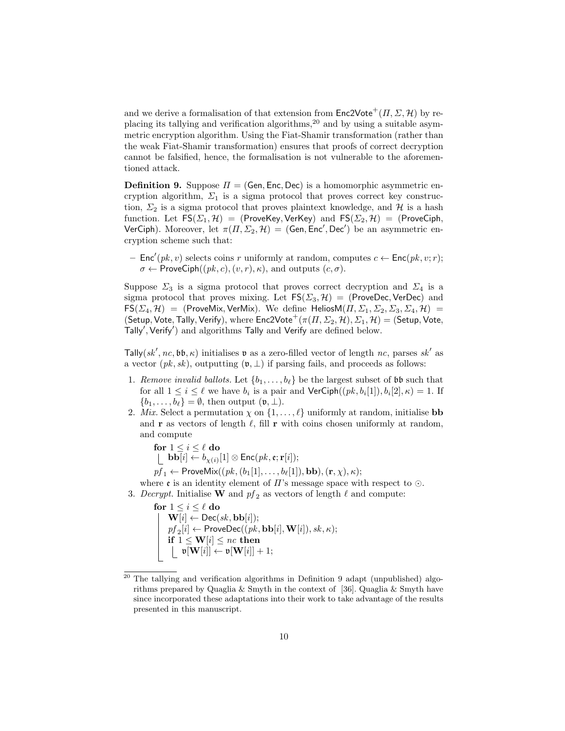and we derive a formalisation of that extension from $\mathsf{Enc2Vote}^+(\Pi, \Sigma, \mathcal{H})$ by replacing its tallying and verification algorithms,[20] and by using a suitable asymmetric encryption algorithm. Using the Fiat-Shamir transformation (rather than the weak Fiat-Shamir transformation) ensures that proofs of correct decryption cannot be falsified, hence, the formalisation is not vulnerable to the aforementioned attack.

**Definition 9.** Suppose $\Pi = (\mathsf{Gen}, \mathsf{Enc}, \mathsf{Dec})$ is a homomorphic asymmetric encryption algorithm, $\Sigma_1$ is a sigma protocol that proves correct key construction, $\Sigma_2$ is a sigma protocol that proves plaintext knowledge, and $\mathcal{H}$ is a hash function. Let $\mathsf{FS}(\Sigma_1, \mathcal{H}) = (\mathsf{ProveKey}, \mathsf{VerKey})$ and $\mathsf{FS}(\Sigma_2, \mathcal{H}) = (\mathsf{ProveCiph}, \mathsf{VerCiph})$. Moreover, let $\pi(\Pi, \Sigma_2, \mathcal{H}) = (\mathsf{Gen}, \mathsf{Enc}', \mathsf{Dec}')$ be an asymmetric encryption scheme such that:

- $\mathsf{Enc}'(pk, v)$ selects coins $r$ uniformly at random, computes $c \leftarrow \mathsf{Enc}(pk, v; r)$; $\sigma \leftarrow \mathsf{ProveCiph}((pk, c), (v, r), \kappa)$, and outputs $(c, \sigma)$.

Suppose $\Sigma_3$ is a sigma protocol that proves correct decryption and $\Sigma_4$ is a sigma protocol that proves mixing. Let $\mathsf{FS}(\Sigma_3, \mathcal{H}) = (\mathsf{ProveDec}, \mathsf{VerDec})$ and $\mathsf{FS}(\Sigma_4, \mathcal{H}) = (\mathsf{ProveMix}, \mathsf{VerMix})$. We define $\mathsf{HeliosM}(\Pi, \Sigma_1, \Sigma_2, \Sigma_3, \Sigma_4, \mathcal{H}) = (\mathsf{Setup}, \mathsf{Vote}, \mathsf{Tally}, \mathsf{Verify})$, where $\mathsf{Enc2Vote}^+(\pi(\Pi, \Sigma_2, \mathcal{H}), \Sigma_1, \mathcal{H}) = (\mathsf{Setup}, \mathsf{Vote}, \mathsf{Tally}', \mathsf{Verify}')$ and algorithms $\mathsf{Tally}$ and $\mathsf{Verify}$ are defined below.

$\mathsf{Tally}(sk', nc, \mathfrak{bb}, \kappa)$ initialises $\mathfrak{v}$ as a zero-filled vector of length $nc$, parses $sk'$ as a vector $(pk, sk)$, outputting $(\mathfrak{v}, \perp)$ if parsing fails, and proceeds as follows:

1. *Remove invalid ballots.* Let $\{b_1, \ldots, b_\ell\}$ be the largest subset of $\mathfrak{bb}$ such that for all $1 \leq i \leq \ell$ we have $b_i$ is a pair and $\mathsf{VerCiph}((pk, b_i[1]), b_i[2], \kappa) = 1$. If $\{b_1, \ldots, b_\ell\} = \emptyset$, then output $(\mathfrak{v}, \perp)$.
2. *Mix.* Select a permutation $\chi$ on $\{1, \ldots, \ell\}$ uniformly at random, initialise $\mathbf{bb}$ and $\mathbf{r}$ as vectors of length $\ell$, fill $\mathbf{r}$ with coins chosen uniformly at random, and compute

   **for** $1 \leq i \leq \ell$ **do**
   $\quad \mathbf{bb}[i] \leftarrow b_{\chi(i)}[1] \otimes \mathsf{Enc}(pk, \mathfrak{e}; \mathbf{r}[i])$;
   $pf_1 \leftarrow \mathsf{ProveMix}((pk, (b_1[1], \ldots, b_\ell[1]), \mathbf{bb}), (\mathbf{r}, \chi), \kappa)$;

   where $\mathfrak{e}$ is an identity element of $\Pi$'s message space with respect to $\odot$.
3. *Decrypt.* Initialise $\mathbf{W}$ and $pf_2$ as vectors of length $\ell$ and compute:

   **for** $1 \leq i \leq \ell$ **do**
   $\quad \mathbf{W}[i] \leftarrow \mathsf{Dec}(sk, \mathbf{bb}[i])$;
   $\quad pf_2[i] \leftarrow \mathsf{ProveDec}((pk, \mathbf{bb}[i], \mathbf{W}[i]), sk, \kappa)$;
   $\quad$ **if** $1 \leq \mathbf{W}[i] \leq nc$ **then**
   $\quad\quad \mathfrak{v}[\mathbf{W}[i]] \leftarrow \mathfrak{v}[\mathbf{W}[i]] + 1$;

[20] The tallying and verification algorithms in Definition 9 adapt (unpublished) algorithms prepared by Quaglia & Smyth in the context of [36]. Quaglia & Smyth have since incorporated these adaptations into their work to take advantage of the results presented in this manuscript.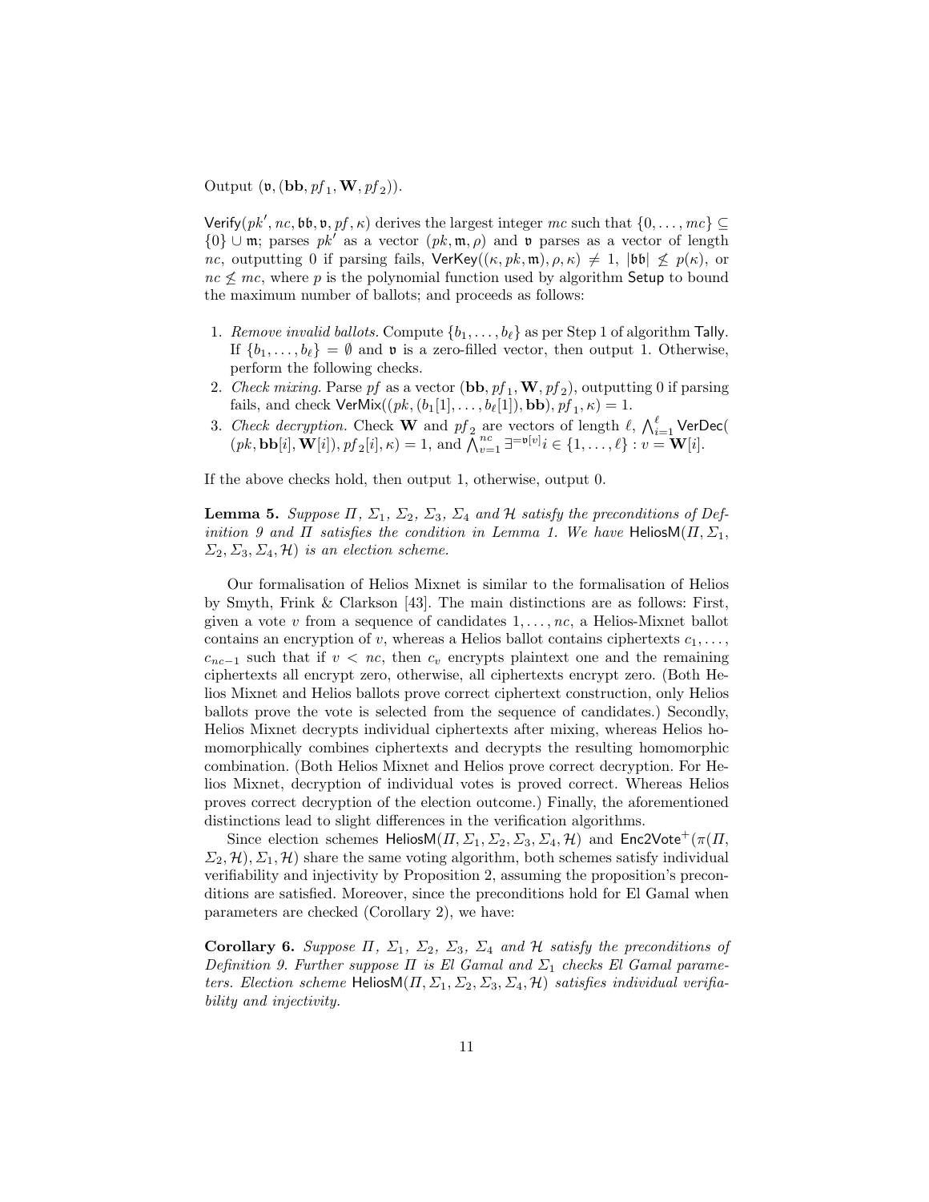Output $(\mathfrak{v}, (\mathbf{bb}, pf_1, \mathbf{W}, pf_2))$.

$\mathsf{Verify}(pk', nc, \mathfrak{bb}, \mathfrak{v}, pf, \kappa)$ derives the largest integer $mc$ such that $\{0, \dots, mc\} \subseteq \{0\} \cup \mathfrak{m}$; parses $pk'$ as a vector $(pk, \mathfrak{m}, \rho)$ and $\mathfrak{v}$ parses as a vector of length $nc$, outputting 0 if parsing fails, $\mathsf{VerKey}((\kappa, pk, \mathfrak{m}), \rho, \kappa) \neq 1$, $|\mathfrak{bb}| \not\leq p(\kappa)$, or $nc \not\leq mc$, where $p$ is the polynomial function used by algorithm $\mathsf{Setup}$ to bound the maximum number of ballots; and proceeds as follows:

1. *Remove invalid ballots.* Compute $\{b_1, \dots, b_\ell\}$ as per Step 1 of algorithm $\mathsf{Tally}$. If $\{b_1, \dots, b_\ell\} = \emptyset$ and $\mathfrak{v}$ is a zero-filled vector, then output 1. Otherwise, perform the following checks.
2. *Check mixing.* Parse $pf$ as a vector $(\mathbf{bb}, pf_1, \mathbf{W}, pf_2)$, outputting 0 if parsing fails, and check $\mathsf{VerMix}((pk, (b_1[1], \dots, b_\ell[1]), \mathbf{bb}), pf_1, \kappa) = 1$.
3. *Check decryption.* Check $\mathbf{W}$ and $pf_2$ are vectors of length $\ell$, $\bigwedge_{i=1}^{\ell} \mathsf{VerDec}((pk, \mathbf{bb}[i], \mathbf{W}[i]), pf_2[i], \kappa) = 1$, and $\bigwedge_{v=1}^{nc} \exists^{=\mathfrak{v}[v]} i \in \{1, \dots, \ell\} : v = \mathbf{W}[i]$.

If the above checks hold, then output 1, otherwise, output 0.

**Lemma 5.** *Suppose $\Pi$, $\Sigma_1$, $\Sigma_2$, $\Sigma_3$, $\Sigma_4$ and $\mathcal{H}$ satisfy the preconditions of Definition 9 and $\Pi$ satisfies the condition in Lemma 1. We have $\mathsf{HeliosM}(\Pi, \Sigma_1, \Sigma_2, \Sigma_3, \Sigma_4, \mathcal{H})$ is an election scheme.*

Our formalisation of Helios Mixnet is similar to the formalisation of Helios by Smyth, Frink & Clarkson [43]. The main distinctions are as follows: First, given a vote $v$ from a sequence of candidates $1, \dots, nc$, a Helios-Mixnet ballot contains an encryption of $v$, whereas a Helios ballot contains ciphertexts $c_1, \dots, c_{nc-1}$ such that if $v < nc$, then $c_v$ encrypts plaintext one and the remaining ciphertexts all encrypt zero, otherwise, all ciphertexts encrypt zero. (Both Helios Mixnet and Helios ballots prove correct ciphertext construction, only Helios ballots prove the vote is selected from the sequence of candidates.) Secondly, Helios Mixnet decrypts individual ciphertexts after mixing, whereas Helios homomorphically combines ciphertexts and decrypts the resulting homomorphic combination. (Both Helios Mixnet and Helios prove correct decryption. For Helios Mixnet, decryption of individual votes is proved correct. Whereas Helios proves correct decryption of the election outcome.) Finally, the aforementioned distinctions lead to slight differences in the verification algorithms.

Since election schemes $\mathsf{HeliosM}(\Pi, \Sigma_1, \Sigma_2, \Sigma_3, \Sigma_4, \mathcal{H})$ and $\mathsf{Enc2Vote}^+(\pi(\Pi, \Sigma_2, \mathcal{H}), \Sigma_1, \mathcal{H})$ share the same voting algorithm, both schemes satisfy individual verifiability and injectivity by Proposition 2, assuming the proposition's preconditions are satisfied. Moreover, since the preconditions hold for El Gamal when parameters are checked (Corollary 2), we have:

**Corollary 6.** *Suppose $\Pi$, $\Sigma_1$, $\Sigma_2$, $\Sigma_3$, $\Sigma_4$ and $\mathcal{H}$ satisfy the preconditions of Definition 9. Further suppose $\Pi$ is El Gamal and $\Sigma_1$ checks El Gamal parameters. Election scheme $\mathsf{HeliosM}(\Pi, \Sigma_1, \Sigma_2, \Sigma_3, \Sigma_4, \mathcal{H})$ satisfies individual verifiability and injectivity.*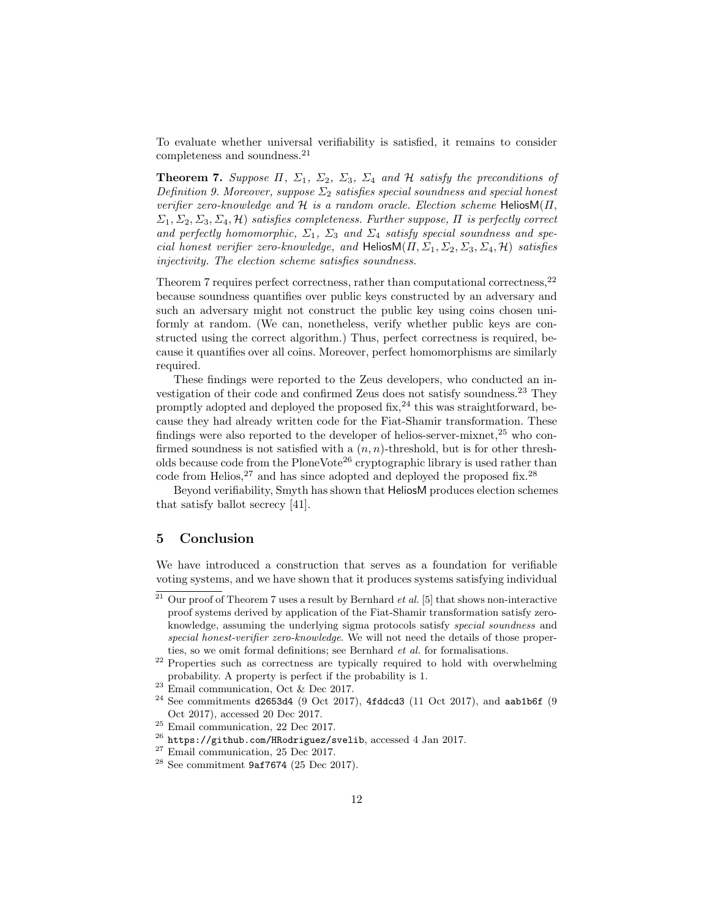To evaluate whether universal verifiability is satisfied, it remains to consider completeness and soundness.[21]

**Theorem 7.** *Suppose $\Pi$, $\Sigma_1$, $\Sigma_2$, $\Sigma_3$, $\Sigma_4$ and $\mathcal{H}$ satisfy the preconditions of Definition 9. Moreover, suppose $\Sigma_2$ satisfies special soundness and special honest verifier zero-knowledge and $\mathcal{H}$ is a random oracle. Election scheme* $\mathsf{HeliosM}(\Pi, \Sigma_1, \Sigma_2, \Sigma_3, \Sigma_4, \mathcal{H})$ *satisfies completeness. Further suppose, $\Pi$ is perfectly correct and perfectly homomorphic, $\Sigma_1$, $\Sigma_3$ and $\Sigma_4$ satisfy special soundness and special honest verifier zero-knowledge, and* $\mathsf{HeliosM}(\Pi, \Sigma_1, \Sigma_2, \Sigma_3, \Sigma_4, \mathcal{H})$ *satisfies injectivity. The election scheme satisfies soundness.*

Theorem 7 requires perfect correctness, rather than computational correctness,[22] because soundness quantifies over public keys constructed by an adversary and such an adversary might not construct the public key using coins chosen uniformly at random. (We can, nonetheless, verify whether public keys are constructed using the correct algorithm.) Thus, perfect correctness is required, because it quantifies over all coins. Moreover, perfect homomorphisms are similarly required.

These findings were reported to the Zeus developers, who conducted an investigation of their code and confirmed Zeus does not satisfy soundness.[23] They promptly adopted and deployed the proposed fix,[24] this was straightforward, because they had already written code for the Fiat-Shamir transformation. These findings were also reported to the developer of helios-server-mixnet,[25] who confirmed soundness is not satisfied with a $(n, n)$-threshold, but is for other thresholds because code from the PloneVote[26] cryptographic library is used rather than code from Helios,[27] and has since adopted and deployed the proposed fix.[28]

Beyond verifiability, Smyth has shown that HeliosM produces election schemes that satisfy ballot secrecy [41].

## 5 Conclusion

We have introduced a construction that serves as a foundation for verifiable voting systems, and we have shown that it produces systems satisfying individual

---

[21] Our proof of Theorem 7 uses a result by Bernhard *et al.* [5] that shows non-interactive proof systems derived by application of the Fiat-Shamir transformation satisfy zero-knowledge, assuming the underlying sigma protocols satisfy *special soundness* and *special honest-verifier zero-knowledge*. We will not need the details of those properties, so we omit formal definitions; see Bernhard *et al.* for formalisations.

[22] Properties such as correctness are typically required to hold with overwhelming probability. A property is perfect if the probability is 1.

[23] Email communication, Oct & Dec 2017.

[24] See commitments `d2653d4` (9 Oct 2017), `4fddcd3` (11 Oct 2017), and `aab1b6f` (9 Oct 2017), accessed 20 Dec 2017.

[25] Email communication, 22 Dec 2017.

[26] `https://github.com/HRodriguez/svelib`, accessed 4 Jan 2017.

[27] Email communication, 25 Dec 2017.

[28] See commitment `9af7674` (25 Dec 2017).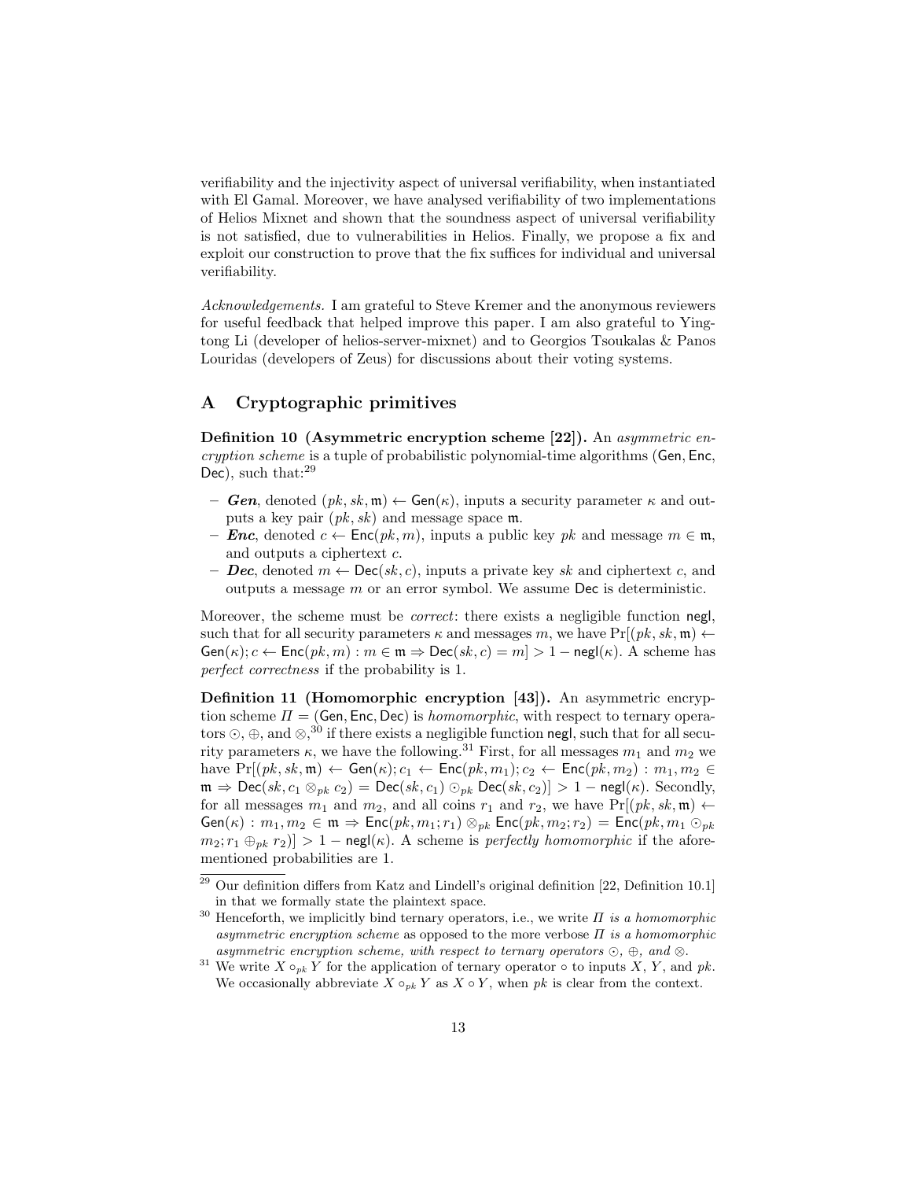verifiability and the injectivity aspect of universal verifiability, when instantiated with El Gamal. Moreover, we have analysed verifiability of two implementations of Helios Mixnet and shown that the soundness aspect of universal verifiability is not satisfied, due to vulnerabilities in Helios. Finally, we propose a fix and exploit our construction to prove that the fix suffices for individual and universal verifiability.

*Acknowledgements.* I am grateful to Steve Kremer and the anonymous reviewers for useful feedback that helped improve this paper. I am also grateful to Yingtong Li (developer of helios-server-mixnet) and to Georgios Tsoukalas & Panos Louridas (developers of Zeus) for discussions about their voting systems.

## A Cryptographic primitives

**Definition 10 (Asymmetric encryption scheme [22]).** An *asymmetric encryption scheme* is a tuple of probabilistic polynomial-time algorithms ($\mathsf{Gen}, \mathsf{Enc}, \mathsf{Dec}$), such that:[29]

- ***Gen***, denoted $(pk, sk, \mathfrak{m}) \leftarrow \mathsf{Gen}(\kappa)$, inputs a security parameter $\kappa$ and outputs a key pair $(pk, sk)$ and message space $\mathfrak{m}$.
- ***Enc***, denoted $c \leftarrow \mathsf{Enc}(pk, m)$, inputs a public key $pk$ and message $m \in \mathfrak{m}$, and outputs a ciphertext $c$.
- ***Dec***, denoted $m \leftarrow \mathsf{Dec}(sk, c)$, inputs a private key $sk$ and ciphertext $c$, and outputs a message $m$ or an error symbol. We assume $\mathsf{Dec}$ is deterministic.

Moreover, the scheme must be *correct*: there exists a negligible function $\mathsf{negl}$, such that for all security parameters $\kappa$ and messages $m$, we have $\Pr[(pk, sk, \mathfrak{m}) \leftarrow \mathsf{Gen}(\kappa); c \leftarrow \mathsf{Enc}(pk, m) : m \in \mathfrak{m} \Rightarrow \mathsf{Dec}(sk, c) = m] > 1 - \mathsf{negl}(\kappa)$. A scheme has *perfect correctness* if the probability is 1.

**Definition 11 (Homomorphic encryption [43]).** An asymmetric encryption scheme $\Pi = (\mathsf{Gen}, \mathsf{Enc}, \mathsf{Dec})$ is *homomorphic*, with respect to ternary operators $\odot$, $\oplus$, and $\otimes$,[30] if there exists a negligible function $\mathsf{negl}$, such that for all security parameters $\kappa$, we have the following.[31] First, for all messages $m_1$ and $m_2$ we have $\Pr[(pk, sk, \mathfrak{m}) \leftarrow \mathsf{Gen}(\kappa); c_1 \leftarrow \mathsf{Enc}(pk, m_1); c_2 \leftarrow \mathsf{Enc}(pk, m_2) : m_1, m_2 \in \mathfrak{m} \Rightarrow \mathsf{Dec}(sk, c_1 \otimes_{pk} c_2) = \mathsf{Dec}(sk, c_1) \odot_{pk} \mathsf{Dec}(sk, c_2)] > 1 - \mathsf{negl}(\kappa)$. Secondly, for all messages $m_1$ and $m_2$, and all coins $r_1$ and $r_2$, we have $\Pr[(pk, sk, \mathfrak{m}) \leftarrow \mathsf{Gen}(\kappa) : m_1, m_2 \in \mathfrak{m} \Rightarrow \mathsf{Enc}(pk, m_1; r_1) \otimes_{pk} \mathsf{Enc}(pk, m_2; r_2) = \mathsf{Enc}(pk, m_1 \odot_{pk} m_2; r_1 \oplus_{pk} r_2)] > 1 - \mathsf{negl}(\kappa)$. A scheme is *perfectly homomorphic* if the aforementioned probabilities are 1.

---

[29] Our definition differs from Katz and Lindell's original definition [22, Definition 10.1] in that we formally state the plaintext space.

[30] Henceforth, we implicitly bind ternary operators, i.e., we write *$\Pi$ is a homomorphic asymmetric encryption scheme* as opposed to the more verbose *$\Pi$ is a homomorphic asymmetric encryption scheme, with respect to ternary operators $\odot$, $\oplus$, and $\otimes$.*

[31] We write $X \circ_{pk} Y$ for the application of ternary operator $\circ$ to inputs $X$, $Y$, and $pk$. We occasionally abbreviate $X \circ_{pk} Y$ as $X \circ Y$, when $pk$ is clear from the context.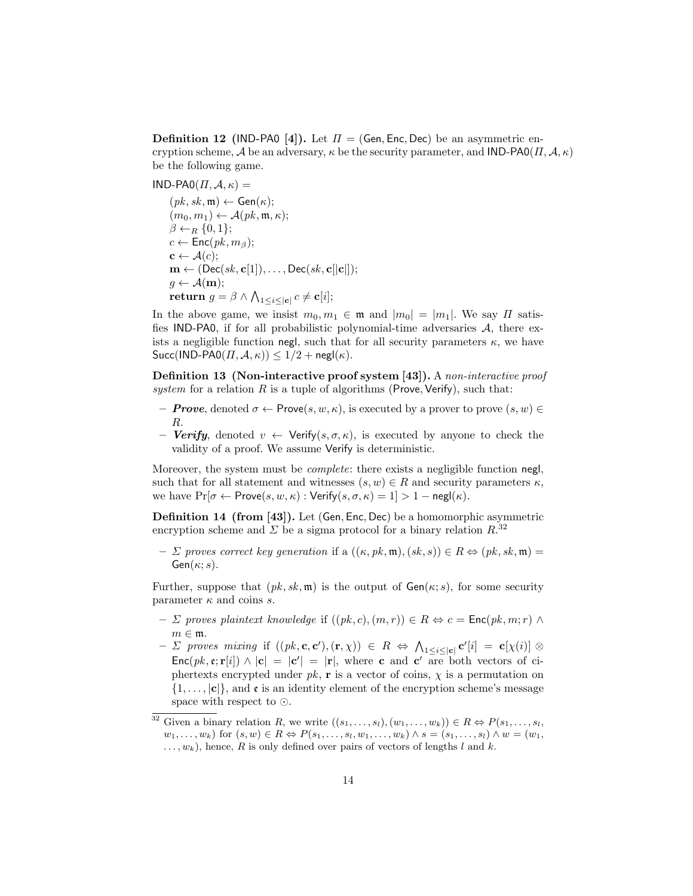**Definition 12 (IND-PA0 [4]).** Let $\Pi = (\mathsf{Gen}, \mathsf{Enc}, \mathsf{Dec})$ be an asymmetric encryption scheme, $\mathcal{A}$ be an adversary, $\kappa$ be the security parameter, and $\mathsf{IND\text{-}PA0}(\Pi, \mathcal{A}, \kappa)$ be the following game.

$\mathsf{IND\text{-}PA0}(\Pi, \mathcal{A}, \kappa) =$

$$
\begin{aligned}
&(pk, sk, \mathfrak{m}) \leftarrow \mathsf{Gen}(\kappa);\\
&(m_0, m_1) \leftarrow \mathcal{A}(pk, \mathfrak{m}, \kappa);\\
&\beta \leftarrow_R \{0, 1\};\\
&c \leftarrow \mathsf{Enc}(pk, m_\beta);\\
&\mathbf{c} \leftarrow \mathcal{A}(c);\\
&\mathbf{m} \leftarrow (\mathsf{Dec}(sk, \mathbf{c}[1]), \ldots, \mathsf{Dec}(sk, \mathbf{c}[|\mathbf{c}|]);\\
&g \leftarrow \mathcal{A}(\mathbf{m});\\
&\mathbf{return}\ g = \beta \wedge \textstyle\bigwedge_{1 \leq i \leq |\mathbf{c}|} c \neq \mathbf{c}[i];
\end{aligned}
$$

In the above game, we insist $m_0, m_1 \in \mathfrak{m}$ and $|m_0| = |m_1|$. We say $\Pi$ satisfies $\mathsf{IND\text{-}PA0}$, if for all probabilistic polynomial-time adversaries $\mathcal{A}$, there exists a negligible function $\mathsf{negl}$, such that for all security parameters $\kappa$, we have $\mathsf{Succ}(\mathsf{IND\text{-}PA0}(\Pi, \mathcal{A}, \kappa)) \leq 1/2 + \mathsf{negl}(\kappa)$.

**Definition 13 (Non-interactive proof system [43]).** A *non-interactive proof system* for a relation $R$ is a tuple of algorithms $(\mathsf{Prove}, \mathsf{Verify})$, such that:

- ***Prove***, denoted $\sigma \leftarrow \mathsf{Prove}(s, w, \kappa)$, is executed by a prover to prove $(s, w) \in R$.
- ***Verify***, denoted $v \leftarrow \mathsf{Verify}(s, \sigma, \kappa)$, is executed by anyone to check the validity of a proof. We assume $\mathsf{Verify}$ is deterministic.

Moreover, the system must be *complete*: there exists a negligible function $\mathsf{negl}$, such that for all statement and witnesses $(s, w) \in R$ and security parameters $\kappa$, we have $\Pr[\sigma \leftarrow \mathsf{Prove}(s, w, \kappa) : \mathsf{Verify}(s, \sigma, \kappa) = 1] > 1 - \mathsf{negl}(\kappa)$.

**Definition 14 (from [43]).** Let $(\mathsf{Gen}, \mathsf{Enc}, \mathsf{Dec})$ be a homomorphic asymmetric encryption scheme and $\Sigma$ be a sigma protocol for a binary relation $R$.[32]

- *$\Sigma$ proves correct key generation* if a $((\kappa, pk, \mathfrak{m}), (sk, s)) \in R \Leftrightarrow (pk, sk, \mathfrak{m}) = \mathsf{Gen}(\kappa; s)$.

Further, suppose that $(pk, sk, \mathfrak{m})$ is the output of $\mathsf{Gen}(\kappa; s)$, for some security parameter $\kappa$ and coins $s$.

- *$\Sigma$ proves plaintext knowledge* if $((pk, c), (m, r)) \in R \Leftrightarrow c = \mathsf{Enc}(pk, m; r) \wedge m \in \mathfrak{m}$.
- *$\Sigma$ proves mixing* if $((pk, \mathbf{c}, \mathbf{c}'), (\mathbf{r}, \chi)) \in R \Leftrightarrow \bigwedge_{1 \leq i \leq |\mathbf{c}|} \mathbf{c}'[i] = \mathbf{c}[\chi(i)] \otimes \mathsf{Enc}(pk, \mathfrak{e}; \mathbf{r}[i]) \wedge |\mathbf{c}| = |\mathbf{c}'| = |\mathbf{r}|$, where $\mathbf{c}$ and $\mathbf{c}'$ are both vectors of ciphertexts encrypted under $pk$, $\mathbf{r}$ is a vector of coins, $\chi$ is a permutation on $\{1, \ldots, |\mathbf{c}|\}$, and $\mathfrak{e}$ is an identity element of the encryption scheme's message space with respect to $\odot$.

[32] Given a binary relation $R$, we write $((s_1, \ldots, s_l), (w_1, \ldots, w_k)) \in R \Leftrightarrow P(s_1, \ldots, s_l, w_1, \ldots, w_k)$ for $(s, w) \in R \Leftrightarrow P(s_1, \ldots, s_l, w_1, \ldots, w_k) \wedge s = (s_1, \ldots, s_l) \wedge w = (w_1, \ldots, w_k)$, hence, $R$ is only defined over pairs of vectors of lengths $l$ and $k$.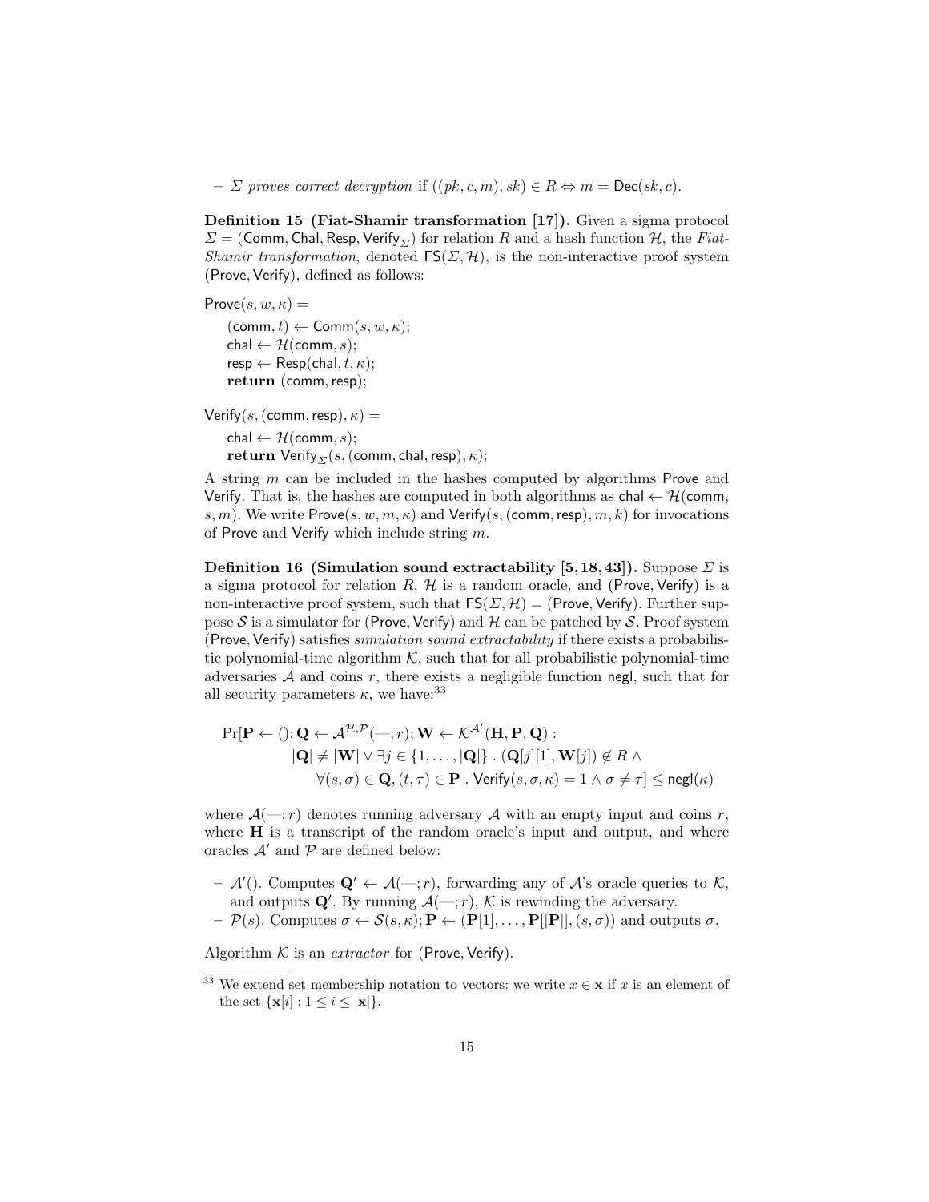– $\Sigma$ *proves correct decryption* if $((pk, c, m), sk) \in R \Leftrightarrow m = \mathsf{Dec}(sk, c)$.

**Definition 15 (Fiat-Shamir transformation [17]).** Given a sigma protocol $\Sigma = (\mathsf{Comm}, \mathsf{Chal}, \mathsf{Resp}, \mathsf{Verify}_\Sigma)$ for relation $R$ and a hash function $\mathcal{H}$, the *Fiat-Shamir transformation*, denoted $\mathsf{FS}(\Sigma, \mathcal{H})$, is the non-interactive proof system $(\mathsf{Prove}, \mathsf{Verify})$, defined as follows:

$\mathsf{Prove}(s, w, \kappa) =$

  $(\mathsf{comm}, t) \leftarrow \mathsf{Comm}(s, w, \kappa)$;
  $\mathsf{chal} \leftarrow \mathcal{H}(\mathsf{comm}, s)$;
  $\mathsf{resp} \leftarrow \mathsf{Resp}(\mathsf{chal}, t, \kappa)$;
  **return** $(\mathsf{comm}, \mathsf{resp})$;

$\mathsf{Verify}(s, (\mathsf{comm}, \mathsf{resp}), \kappa) =$

  $\mathsf{chal} \leftarrow \mathcal{H}(\mathsf{comm}, s)$;
  **return** $\mathsf{Verify}_\Sigma(s, (\mathsf{comm}, \mathsf{chal}, \mathsf{resp}), \kappa)$;

A string $m$ can be included in the hashes computed by algorithms $\mathsf{Prove}$ and $\mathsf{Verify}$. That is, the hashes are computed in both algorithms as $\mathsf{chal} \leftarrow \mathcal{H}(\mathsf{comm}, s, m)$. We write $\mathsf{Prove}(s, w, m, \kappa)$ and $\mathsf{Verify}(s, (\mathsf{comm}, \mathsf{resp}), m, k)$ for invocations of $\mathsf{Prove}$ and $\mathsf{Verify}$ which include string $m$.

**Definition 16 (Simulation sound extractability [5,18,43]).** Suppose $\Sigma$ is a sigma protocol for relation $R$, $\mathcal{H}$ is a random oracle, and $(\mathsf{Prove}, \mathsf{Verify})$ is a non-interactive proof system, such that $\mathsf{FS}(\Sigma, \mathcal{H}) = (\mathsf{Prove}, \mathsf{Verify})$. Further suppose $\mathcal{S}$ is a simulator for $(\mathsf{Prove}, \mathsf{Verify})$ and $\mathcal{H}$ can be patched by $\mathcal{S}$. Proof system $(\mathsf{Prove}, \mathsf{Verify})$ satisfies *simulation sound extractability* if there exists a probabilistic polynomial-time algorithm $\mathcal{K}$, such that for all probabilistic polynomial-time adversaries $\mathcal{A}$ and coins $r$, there exists a negligible function $\mathsf{negl}$, such that for all security parameters $\kappa$, we have:[33]

$$\begin{aligned}\Pr[\mathbf{P} \leftarrow (); \mathbf{Q} \leftarrow \mathcal{A}^{\mathcal{H},\mathcal{P}}(—; r); \mathbf{W} \leftarrow \mathcal{K}^{\mathcal{A}'}(\mathbf{H}, \mathbf{P}, \mathbf{Q}) :&\\ |\mathbf{Q}| \neq |\mathbf{W}| \vee \exists j \in \{1, \ldots, |\mathbf{Q}|\} \, . \, (\mathbf{Q}[j][1], \mathbf{W}[j]) \notin R \wedge&\\ \forall (s, \sigma) \in \mathbf{Q}, (t, \tau) \in \mathbf{P} \, . \, \mathsf{Verify}(s, \sigma, \kappa) = 1 \wedge \sigma \neq \tau] \leq \mathsf{negl}(\kappa)&\end{aligned}$$

where $\mathcal{A}(—; r)$ denotes running adversary $\mathcal{A}$ with an empty input and coins $r$, where $\mathbf{H}$ is a transcript of the random oracle's input and output, and where oracles $\mathcal{A}'$ and $\mathcal{P}$ are defined below:

– $\mathcal{A}'()$. Computes $\mathbf{Q}' \leftarrow \mathcal{A}(—; r)$, forwarding any of $\mathcal{A}$'s oracle queries to $\mathcal{K}$, and outputs $\mathbf{Q}'$. By running $\mathcal{A}(—; r)$, $\mathcal{K}$ is rewinding the adversary.
– $\mathcal{P}(s)$. Computes $\sigma \leftarrow \mathcal{S}(s, \kappa); \mathbf{P} \leftarrow (\mathbf{P}[1], \ldots, \mathbf{P}[|\mathbf{P}|], (s, \sigma))$ and outputs $\sigma$.

Algorithm $\mathcal{K}$ is an *extractor* for $(\mathsf{Prove}, \mathsf{Verify})$.

[33] We extend set membership notation to vectors: we write $x \in \mathbf{x}$ if $x$ is an element of the set $\{\mathbf{x}[i] : 1 \leq i \leq |\mathbf{x}|\}$.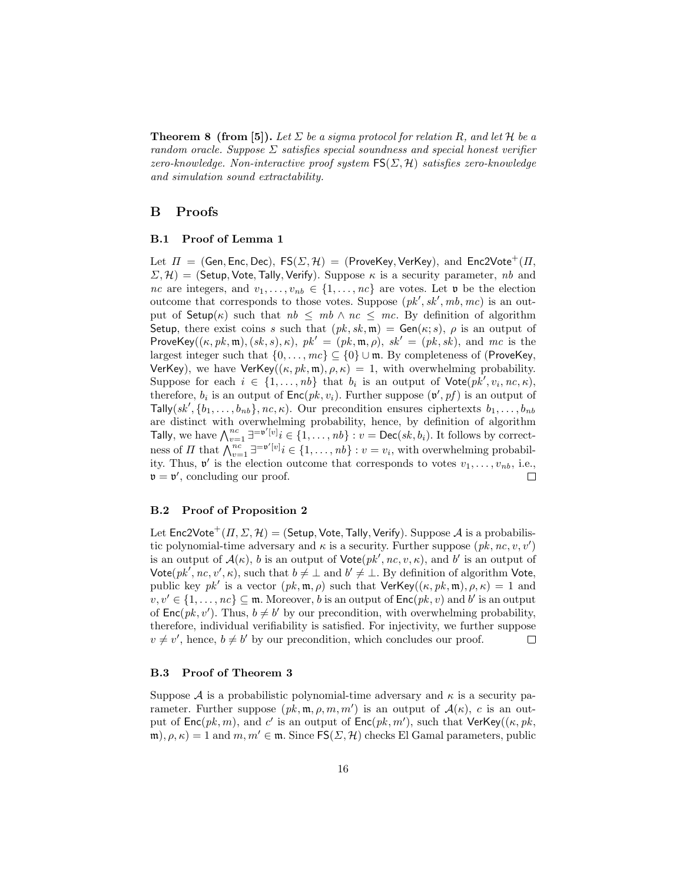**Theorem 8 (from [5]).** *Let $\Sigma$ be a sigma protocol for relation $R$, and let $\mathcal{H}$ be a random oracle. Suppose $\Sigma$ satisfies special soundness and special honest verifier zero-knowledge. Non-interactive proof system $\mathsf{FS}(\Sigma, \mathcal{H})$ satisfies zero-knowledge and simulation sound extractability.*

## B Proofs

### B.1 Proof of Lemma 1

Let $\Pi = (\mathsf{Gen}, \mathsf{Enc}, \mathsf{Dec})$, $\mathsf{FS}(\Sigma, \mathcal{H}) = (\mathsf{ProveKey}, \mathsf{VerKey})$, and $\mathsf{Enc2Vote}^+(\Pi, \Sigma, \mathcal{H}) = (\mathsf{Setup}, \mathsf{Vote}, \mathsf{Tally}, \mathsf{Verify})$. Suppose $\kappa$ is a security parameter, $nb$ and $nc$ are integers, and $v_1, \ldots, v_{nb} \in \{1, \ldots, nc\}$ are votes. Let $\mathfrak{v}$ be the election outcome that corresponds to those votes. Suppose $(pk', sk', mb, mc)$ is an output of $\mathsf{Setup}(\kappa)$ such that $nb \leq mb \wedge nc \leq mc$. By definition of algorithm $\mathsf{Setup}$, there exist coins $s$ such that $(pk, sk, \mathfrak{m}) = \mathsf{Gen}(\kappa; s)$, $\rho$ is an output of $\mathsf{ProveKey}((\kappa, pk, \mathfrak{m}), (sk, s), \kappa)$, $pk' = (pk, \mathfrak{m}, \rho)$, $sk' = (pk, sk)$, and $mc$ is the largest integer such that $\{0, \ldots, mc\} \subseteq \{0\} \cup \mathfrak{m}$. By completeness of $(\mathsf{ProveKey}, \mathsf{VerKey})$, we have $\mathsf{VerKey}((\kappa, pk, \mathfrak{m}), \rho, \kappa) = 1$, with overwhelming probability. Suppose for each $i \in \{1, \ldots, nb\}$ that $b_i$ is an output of $\mathsf{Vote}(pk', v_i, nc, \kappa)$, therefore, $b_i$ is an output of $\mathsf{Enc}(pk, v_i)$. Further suppose $(\mathfrak{v}', pf)$ is an output of $\mathsf{Tally}(sk', \{b_1, \ldots, b_{nb}\}, nc, \kappa)$. Our precondition ensures ciphertexts $b_1, \ldots, b_{nb}$ are distinct with overwhelming probability, hence, by definition of algorithm $\mathsf{Tally}$, we have $\bigwedge_{v=1}^{nc} \exists^{=\mathfrak{v}'[v]} i \in \{1, \ldots, nb\} : v = \mathsf{Dec}(sk, b_i)$. It follows by correctness of $\Pi$ that $\bigwedge_{v=1}^{nc} \exists^{=\mathfrak{v}'[v]} i \in \{1, \ldots, nb\} : v = v_i$, with overwhelming probability. Thus, $\mathfrak{v}'$ is the election outcome that corresponds to votes $v_1, \ldots, v_{nb}$, i.e., $\mathfrak{v} = \mathfrak{v}'$, concluding our proof. □

### B.2 Proof of Proposition 2

Let $\mathsf{Enc2Vote}^+(\Pi, \Sigma, \mathcal{H}) = (\mathsf{Setup}, \mathsf{Vote}, \mathsf{Tally}, \mathsf{Verify})$. Suppose $\mathcal{A}$ is a probabilistic polynomial-time adversary and $\kappa$ is a security. Further suppose $(pk, nc, v, v')$ is an output of $\mathcal{A}(\kappa)$, $b$ is an output of $\mathsf{Vote}(pk', nc, v, \kappa)$, and $b'$ is an output of $\mathsf{Vote}(pk', nc, v', \kappa)$, such that $b \neq \perp$ and $b' \neq \perp$. By definition of algorithm $\mathsf{Vote}$, public key $pk'$ is a vector $(pk, \mathfrak{m}, \rho)$ such that $\mathsf{VerKey}((\kappa, pk, \mathfrak{m}), \rho, \kappa) = 1$ and $v, v' \in \{1, \ldots, nc\} \subseteq \mathfrak{m}$. Moreover, $b$ is an output of $\mathsf{Enc}(pk, v)$ and $b'$ is an output of $\mathsf{Enc}(pk, v')$. Thus, $b \neq b'$ by our precondition, with overwhelming probability, therefore, individual verifiability is satisfied. For injectivity, we further suppose $v \neq v'$, hence, $b \neq b'$ by our precondition, which concludes our proof. □

### B.3 Proof of Theorem 3

Suppose $\mathcal{A}$ is a probabilistic polynomial-time adversary and $\kappa$ is a security parameter. Further suppose $(pk, \mathfrak{m}, \rho, m, m')$ is an output of $\mathcal{A}(\kappa)$, $c$ is an output of $\mathsf{Enc}(pk, m)$, and $c'$ is an output of $\mathsf{Enc}(pk, m')$, such that $\mathsf{VerKey}((\kappa, pk, \mathfrak{m}), \rho, \kappa) = 1$ and $m, m' \in \mathfrak{m}$. Since $\mathsf{FS}(\Sigma, \mathcal{H})$ checks El Gamal parameters, public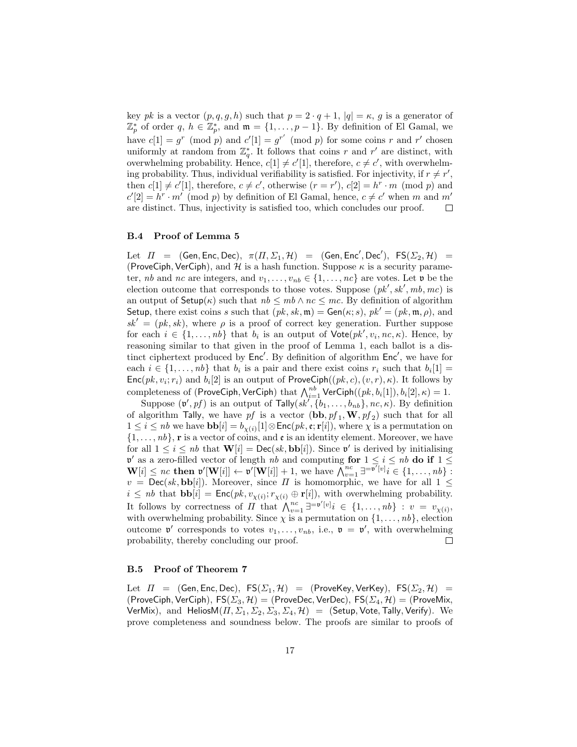key $pk$ is a vector $(p, q, g, h)$ such that $p = 2 \cdot q + 1$, $|q| = \kappa$, $g$ is a generator of $\mathbb{Z}_p^*$ of order $q$, $h \in \mathbb{Z}_p^*$, and $\mathfrak{m} = \{1, \ldots, p-1\}$. By definition of El Gamal, we have $c[1] = g^r \pmod p$ and $c'[1] = g^{r'} \pmod p$ for some coins $r$ and $r'$ chosen uniformly at random from $\mathbb{Z}_q^*$. It follows that coins $r$ and $r'$ are distinct, with overwhelming probability. Hence, $c[1] \neq c'[1]$, therefore, $c \neq c'$, with overwhelming probability. Thus, individual verifiability is satisfied. For injectivity, if $r \neq r'$, then $c[1] \neq c'[1]$, therefore, $c \neq c'$, otherwise $(r = r')$, $c[2] = h^r \cdot m \pmod p$ and $c'[2] = h^r \cdot m' \pmod p$ by definition of El Gamal, hence, $c \neq c'$ when $m$ and $m'$ are distinct. Thus, injectivity is satisfied too, which concludes our proof. □

### B.4 Proof of Lemma 5

Let $\Pi = (\mathsf{Gen}, \mathsf{Enc}, \mathsf{Dec})$, $\pi(\Pi, \Sigma_1, \mathcal{H}) = (\mathsf{Gen}, \mathsf{Enc}', \mathsf{Dec}')$, $\mathsf{FS}(\Sigma_2, \mathcal{H}) = (\mathsf{ProveCiph}, \mathsf{VerCiph})$, and $\mathcal{H}$ is a hash function. Suppose $\kappa$ is a security parameter, $nb$ and $nc$ are integers, and $v_1, \ldots, v_{nb} \in \{1, \ldots, nc\}$ are votes. Let $\mathfrak{v}$ be the election outcome that corresponds to those votes. Suppose $(pk', sk', mb, mc)$ is an output of $\mathsf{Setup}(\kappa)$ such that $nb \leq mb \wedge nc \leq mc$. By definition of algorithm $\mathsf{Setup}$, there exist coins $s$ such that $(pk, sk, \mathfrak{m}) = \mathsf{Gen}(\kappa; s)$, $pk' = (pk, \mathfrak{m}, \rho)$, and $sk' = (pk, sk)$, where $\rho$ is a proof of correct key generation. Further suppose for each $i \in \{1, \ldots, nb\}$ that $b_i$ is an output of $\mathsf{Vote}(pk', v_i, nc, \kappa)$. Hence, by reasoning similar to that given in the proof of Lemma 1, each ballot is a distinct ciphertext produced by $\mathsf{Enc}'$. By definition of algorithm $\mathsf{Enc}'$, we have for each $i \in \{1, \ldots, nb\}$ that $b_i$ is a pair and there exist coins $r_i$ such that $b_i[1] = \mathsf{Enc}(pk, v_i; r_i)$ and $b_i[2]$ is an output of $\mathsf{ProveCiph}((pk, c), (v, r), \kappa)$. It follows by completeness of $(\mathsf{ProveCiph}, \mathsf{VerCiph})$ that $\bigwedge_{i=1}^{nb} \mathsf{VerCiph}((pk, b_i[1]), b_i[2], \kappa) = 1$.

Suppose $(\mathfrak{v}', pf)$ is an output of $\mathsf{Tally}(sk', \{b_1, \ldots, b_{nb}\}, nc, \kappa)$. By definition of algorithm $\mathsf{Tally}$, we have $pf$ is a vector $(\mathbf{bb}, pf_1, \mathbf{W}, pf_2)$ such that for all $1 \leq i \leq nb$ we have $\mathbf{bb}[i] = b_{\chi(i)}[1] \otimes \mathsf{Enc}(pk, \mathfrak{e}; \mathbf{r}[i])$, where $\chi$ is a permutation on $\{1, \ldots, nb\}$, $\mathbf{r}$ is a vector of coins, and $\mathfrak{e}$ is an identity element. Moreover, we have for all $1 \leq i \leq nb$ that $\mathbf{W}[i] = \mathsf{Dec}(sk, \mathbf{bb}[i])$. Since $\mathfrak{v}'$ is derived by initialising $\mathfrak{v}'$ as a zero-filled vector of length $nb$ and computing **for** $1 \leq i \leq nb$ **do if** $1 \leq \mathbf{W}[i] \leq nc$ **then** $\mathfrak{v}'[\mathbf{W}[i]] \leftarrow \mathfrak{v}'[\mathbf{W}[i]] + 1$, we have $\bigwedge_{v=1}^{nc} \exists^{=\mathfrak{v}'[v]} i \in \{1, \ldots, nb\} : v = \mathsf{Dec}(sk, \mathbf{bb}[i])$. Moreover, since $\Pi$ is homomorphic, we have for all $1 \leq i \leq nb$ that $\mathbf{bb}[i] = \mathsf{Enc}(pk, v_{\chi(i)}; r_{\chi(i)} \oplus \mathbf{r}[i])$, with overwhelming probability. It follows by correctness of $\Pi$ that $\bigwedge_{v=1}^{nc} \exists^{=\mathfrak{v}'[v]} i \in \{1, \ldots, nb\} : v = v_{\chi(i)}$, with overwhelming probability. Since $\chi$ is a permutation on $\{1, \ldots, nb\}$, election outcome $\mathfrak{v}'$ corresponds to votes $v_1, \ldots, v_{nb}$, i.e., $\mathfrak{v} = \mathfrak{v}'$, with overwhelming probability, thereby concluding our proof. □

### B.5 Proof of Theorem 7

Let $\Pi = (\mathsf{Gen}, \mathsf{Enc}, \mathsf{Dec})$, $\mathsf{FS}(\Sigma_1, \mathcal{H}) = (\mathsf{ProveKey}, \mathsf{VerKey})$, $\mathsf{FS}(\Sigma_2, \mathcal{H}) = (\mathsf{ProveCiph}, \mathsf{VerCiph})$, $\mathsf{FS}(\Sigma_3, \mathcal{H}) = (\mathsf{ProveDec}, \mathsf{VerDec})$, $\mathsf{FS}(\Sigma_4, \mathcal{H}) = (\mathsf{ProveMix}, \mathsf{VerMix})$, and $\mathsf{HeliosM}(\Pi, \Sigma_1, \Sigma_2, \Sigma_3, \Sigma_4, \mathcal{H}) = (\mathsf{Setup}, \mathsf{Vote}, \mathsf{Tally}, \mathsf{Verify})$. We prove completeness and soundness below. The proofs are similar to proofs of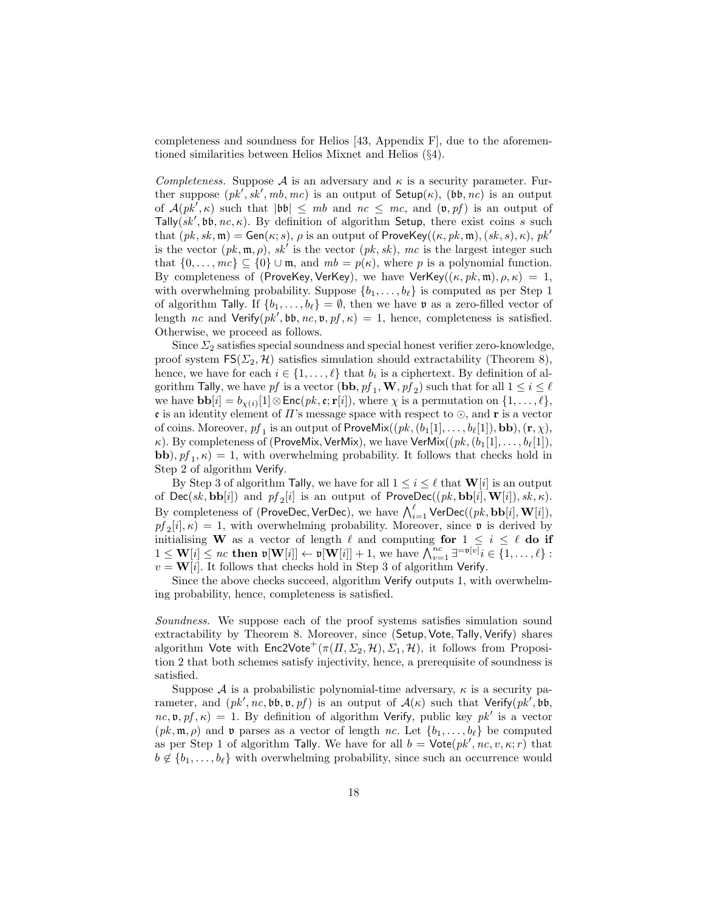completeness and soundness for Helios [43, Appendix F], due to the aforementioned similarities between Helios Mixnet and Helios (§4).

*Completeness.* Suppose $\mathcal{A}$ is an adversary and $\kappa$ is a security parameter. Further suppose $(pk', sk', mb, mc)$ is an output of $\mathsf{Setup}(\kappa)$, $(\mathfrak{bb}, nc)$ is an output of $\mathcal{A}(pk', \kappa)$ such that $|\mathfrak{bb}| \leq mb$ and $nc \leq mc$, and $(\mathfrak{v}, pf)$ is an output of $\mathsf{Tally}(sk', \mathfrak{bb}, nc, \kappa)$. By definition of algorithm $\mathsf{Setup}$, there exist coins $s$ such that $(pk, sk, \mathfrak{m}) = \mathsf{Gen}(\kappa; s)$, $\rho$ is an output of $\mathsf{ProveKey}((\kappa, pk, \mathfrak{m}), (sk, s), \kappa)$, $pk'$ is the vector $(pk, \mathfrak{m}, \rho)$, $sk'$ is the vector $(pk, sk)$, $mc$ is the largest integer such that $\{0, \ldots, mc\} \subseteq \{0\} \cup \mathfrak{m}$, and $mb = p(\kappa)$, where $p$ is a polynomial function. By completeness of $(\mathsf{ProveKey}, \mathsf{VerKey})$, we have $\mathsf{VerKey}((\kappa, pk, \mathfrak{m}), \rho, \kappa) = 1$, with overwhelming probability. Suppose $\{b_1, \ldots, b_\ell\}$ is computed as per Step 1 of algorithm $\mathsf{Tally}$. If $\{b_1, \ldots, b_\ell\} = \emptyset$, then we have $\mathfrak{v}$ as a zero-filled vector of length $nc$ and $\mathsf{Verify}(pk', \mathfrak{bb}, nc, \mathfrak{v}, pf, \kappa) = 1$, hence, completeness is satisfied. Otherwise, we proceed as follows.

Since $\Sigma_2$ satisfies special soundness and special honest verifier zero-knowledge, proof system $\mathsf{FS}(\Sigma_2, \mathcal{H})$ satisfies simulation should extractability (Theorem 8), hence, we have for each $i \in \{1, \ldots, \ell\}$ that $b_i$ is a ciphertext. By definition of algorithm $\mathsf{Tally}$, we have $pf$ is a vector $(\mathbf{bb}, pf_1, \mathbf{W}, pf_2)$ such that for all $1 \leq i \leq \ell$ we have $\mathbf{bb}[i] = b_{\chi(i)}[1] \otimes \mathsf{Enc}(pk, \mathfrak{e}; \mathbf{r}[i])$, where $\chi$ is a permutation on $\{1, \ldots, \ell\}$, $\mathfrak{e}$ is an identity element of $\Pi$'s message space with respect to $\odot$, and $\mathbf{r}$ is a vector of coins. Moreover, $pf_1$ is an output of $\mathsf{ProveMix}((pk, (b_1[1], \ldots, b_\ell[1]), \mathbf{bb}), (\mathbf{r}, \chi), \kappa)$. By completeness of $(\mathsf{ProveMix}, \mathsf{VerMix})$, we have $\mathsf{VerMix}((pk, (b_1[1], \ldots, b_\ell[1]), \mathbf{bb}), pf_1, \kappa) = 1$, with overwhelming probability. It follows that checks hold in Step 2 of algorithm $\mathsf{Verify}$.

By Step 3 of algorithm $\mathsf{Tally}$, we have for all $1 \leq i \leq \ell$ that $\mathbf{W}[i]$ is an output of $\mathsf{Dec}(sk, \mathbf{bb}[i])$ and $pf_2[i]$ is an output of $\mathsf{ProveDec}((pk, \mathbf{bb}[i], \mathbf{W}[i]), sk, \kappa)$. By completeness of $(\mathsf{ProveDec}, \mathsf{VerDec})$, we have $\bigwedge_{i=1}^{\ell} \mathsf{VerDec}((pk, \mathbf{bb}[i], \mathbf{W}[i]), pf_2[i], \kappa) = 1$, with overwhelming probability. Moreover, since $\mathfrak{v}$ is derived by initialising $\mathbf{W}$ as a vector of length $\ell$ and computing **for** $1 \leq i \leq \ell$ **do if** $1 \leq \mathbf{W}[i] \leq nc$ **then** $\mathfrak{v}[\mathbf{W}[i]] \leftarrow \mathfrak{v}[\mathbf{W}[i]] + 1$, we have $\bigwedge_{v=1}^{nc} \exists^{=\mathfrak{v}[v]} i \in \{1, \ldots, \ell\} : v = \mathbf{W}[i]$. It follows that checks hold in Step 3 of algorithm $\mathsf{Verify}$.

Since the above checks succeed, algorithm $\mathsf{Verify}$ outputs 1, with overwhelming probability, hence, completeness is satisfied.

*Soundness.* We suppose each of the proof systems satisfies simulation sound extractability by Theorem 8. Moreover, since $(\mathsf{Setup}, \mathsf{Vote}, \mathsf{Tally}, \mathsf{Verify})$ shares algorithm $\mathsf{Vote}$ with $\mathsf{Enc2Vote}^{+}(\pi(\Pi, \Sigma_2, \mathcal{H}), \Sigma_1, \mathcal{H})$, it follows from Proposition 2 that both schemes satisfy injectivity, hence, a prerequisite of soundness is satisfied.

Suppose $\mathcal{A}$ is a probabilistic polynomial-time adversary, $\kappa$ is a security parameter, and $(pk', nc, \mathfrak{bb}, \mathfrak{v}, pf)$ is an output of $\mathcal{A}(\kappa)$ such that $\mathsf{Verify}(pk', \mathfrak{bb}, nc, \mathfrak{v}, pf, \kappa) = 1$. By definition of algorithm $\mathsf{Verify}$, public key $pk'$ is a vector $(pk, \mathfrak{m}, \rho)$ and $\mathfrak{v}$ parses as a vector of length $nc$. Let $\{b_1, \ldots, b_\ell\}$ be computed as per Step 1 of algorithm $\mathsf{Tally}$. We have for all $b = \mathsf{Vote}(pk', nc, v, \kappa; r)$ that $b \notin \{b_1, \ldots, b_\ell\}$ with overwhelming probability, since such an occurrence would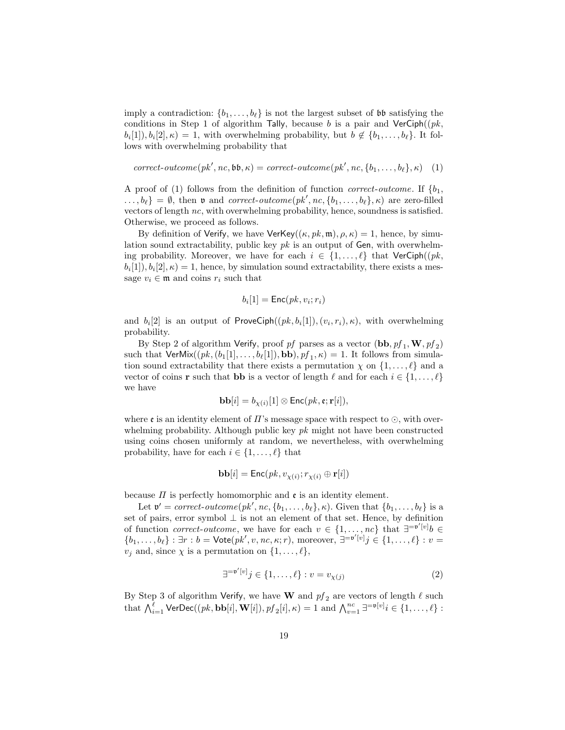imply a contradiction: $\{b_1, \dots, b_\ell\}$ is not the largest subset of $\mathfrak{bb}$ satisfying the conditions in Step 1 of algorithm $\mathsf{Tally}$, because $b$ is a pair and $\mathsf{VerCiph}((pk, b_i[1]), b_i[2], \kappa) = 1$, with overwhelming probability, but $b \notin \{b_1, \dots, b_\ell\}$. It follows with overwhelming probability that

$$\textit{correct-outcome}(pk', nc, \mathfrak{bb}, \kappa) = \textit{correct-outcome}(pk', nc, \{b_1, \dots, b_\ell\}, \kappa) \quad (1)$$

A proof of (1) follows from the definition of function *correct-outcome*. If $\{b_1, \dots, b_\ell\} = \emptyset$, then $\mathfrak{v}$ and $\textit{correct-outcome}(pk', nc, \{b_1, \dots, b_\ell\}, \kappa)$ are zero-filled vectors of length $nc$, with overwhelming probability, hence, soundness is satisfied. Otherwise, we proceed as follows.

By definition of $\mathsf{Verify}$, we have $\mathsf{VerKey}((\kappa, pk, \mathfrak{m}), \rho, \kappa) = 1$, hence, by simulation sound extractability, public key $pk$ is an output of $\mathsf{Gen}$, with overwhelming probability. Moreover, we have for each $i \in \{1, \dots, \ell\}$ that $\mathsf{VerCiph}((pk, b_i[1]), b_i[2], \kappa) = 1$, hence, by simulation sound extractability, there exists a message $v_i \in \mathfrak{m}$ and coins $r_i$ such that

$$b_i[1] = \mathsf{Enc}(pk, v_i; r_i)$$

and $b_i[2]$ is an output of $\mathsf{ProveCiph}((pk, b_i[1]), (v_i, r_i), \kappa)$, with overwhelming probability.

By Step 2 of algorithm $\mathsf{Verify}$, proof $pf$ parses as a vector $(\mathbf{bb}, pf_1, \mathbf{W}, pf_2)$ such that $\mathsf{VerMix}((pk, (b_1[1], \dots, b_\ell[1]), \mathbf{bb}), pf_1, \kappa) = 1$. It follows from simulation sound extractability that there exists a permutation $\chi$ on $\{1, \dots, \ell\}$ and a vector of coins $\mathbf{r}$ such that $\mathbf{bb}$ is a vector of length $\ell$ and for each $i \in \{1, \dots, \ell\}$ we have

$$\mathbf{bb}[i] = b_{\chi(i)}[1] \otimes \mathsf{Enc}(pk, \mathfrak{e}; \mathbf{r}[i]),$$

where $\mathfrak{e}$ is an identity element of $\Pi$'s message space with respect to $\odot$, with overwhelming probability. Although public key $pk$ might not have been constructed using coins chosen uniformly at random, we nevertheless, with overwhelming probability, have for each $i \in \{1, \dots, \ell\}$ that

$$\mathbf{bb}[i] = \mathsf{Enc}(pk, v_{\chi(i)}; r_{\chi(i)} \oplus \mathbf{r}[i])$$

because $\Pi$ is perfectly homomorphic and $\mathfrak{e}$ is an identity element.

Let $\mathfrak{v}' = \textit{correct-outcome}(pk', nc, \{b_1, \dots, b_\ell\}, \kappa)$. Given that $\{b_1, \dots, b_\ell\}$ is a set of pairs, error symbol $\perp$ is not an element of that set. Hence, by definition of function *correct-outcome*, we have for each $v \in \{1, \dots, nc\}$ that $\exists^{=\mathfrak{v}'[v]} b \in \{b_1, \dots, b_\ell\} : \exists r : b = \mathsf{Vote}(pk', v, nc, \kappa; r)$, moreover, $\exists^{=\mathfrak{v}'[v]} j \in \{1, \dots, \ell\} : v = v_j$ and, since $\chi$ is a permutation on $\{1, \dots, \ell\}$,

$$\exists^{=\mathfrak{v}'[v]} j \in \{1, \dots, \ell\} : v = v_{\chi(j)} \quad (2)$$

By Step 3 of algorithm $\mathsf{Verify}$, we have $\mathbf{W}$ and $pf_2$ are vectors of length $\ell$ such that $\bigwedge_{i=1}^{\ell} \mathsf{VerDec}((pk, \mathbf{bb}[i], \mathbf{W}[i]), pf_2[i], \kappa) = 1$ and $\bigwedge_{v=1}^{nc} \exists^{=\mathfrak{v}[v]} i \in \{1, \dots, \ell\} :$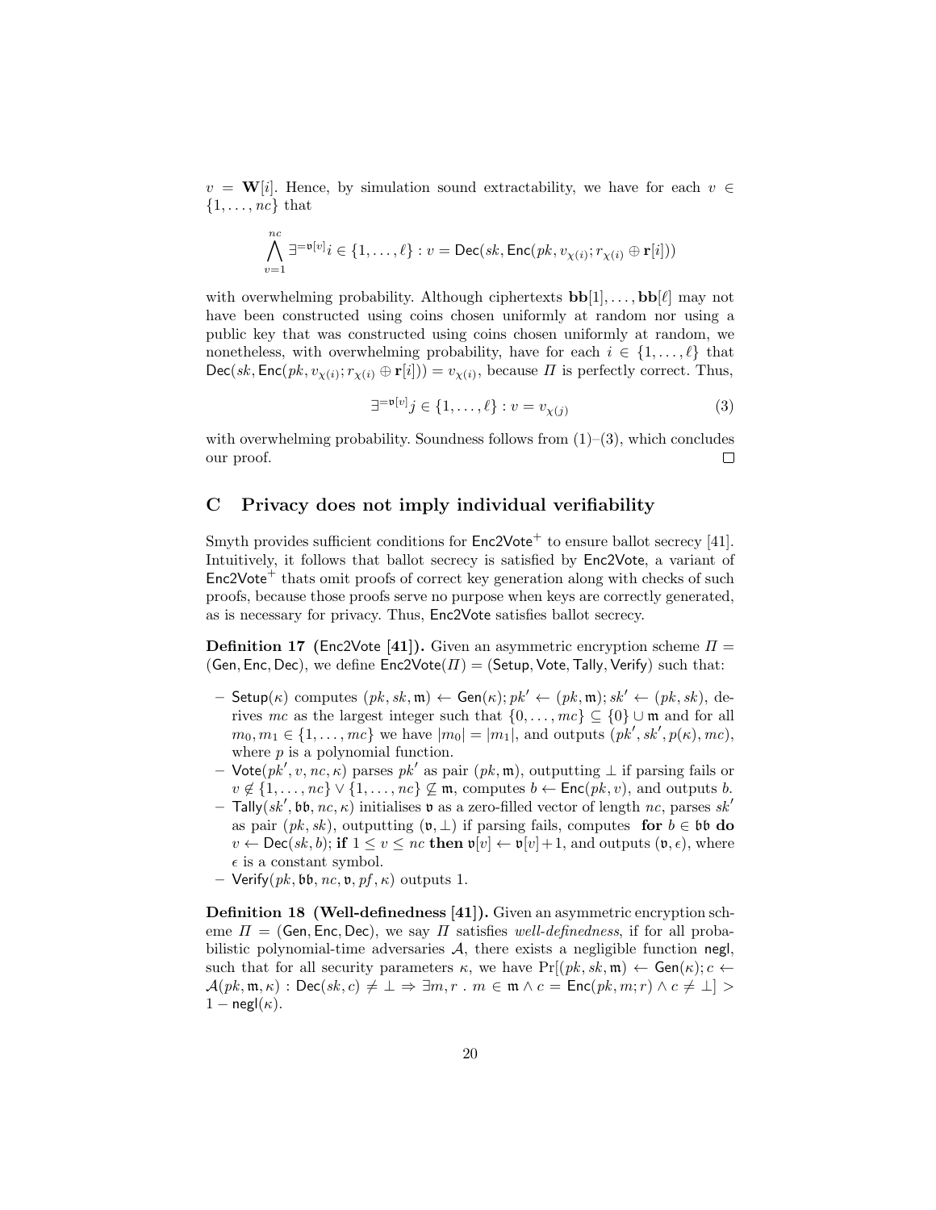$v = \mathbf{W}[i]$. Hence, by simulation sound extractability, we have for each $v \in \{1, \ldots, nc\}$ that

$$\bigwedge_{v=1}^{nc} \exists^{=\mathfrak{v}[v]} i \in \{1, \ldots, \ell\} : v = \mathsf{Dec}(sk, \mathsf{Enc}(pk, v_{\chi(i)}; r_{\chi(i)} \oplus \mathbf{r}[i]))$$

with overwhelming probability. Although ciphertexts $\mathbf{bb}[1], \ldots, \mathbf{bb}[\ell]$ may not have been constructed using coins chosen uniformly at random nor using a public key that was constructed using coins chosen uniformly at random, we nonetheless, with overwhelming probability, have for each $i \in \{1, \ldots, \ell\}$ that $\mathsf{Dec}(sk, \mathsf{Enc}(pk, v_{\chi(i)}; r_{\chi(i)} \oplus \mathbf{r}[i])) = v_{\chi(i)}$, because $\Pi$ is perfectly correct. Thus,

$$\exists^{=\mathfrak{v}[v]} j \in \{1, \ldots, \ell\} : v = v_{\chi(j)} \tag{3}$$

with overwhelming probability. Soundness follows from (1)–(3), which concludes our proof. □

## C Privacy does not imply individual verifiability

Smyth provides sufficient conditions for $\mathsf{Enc2Vote}^+$ to ensure ballot secrecy [41]. Intuitively, it follows that ballot secrecy is satisfied by $\mathsf{Enc2Vote}$, a variant of $\mathsf{Enc2Vote}^+$ thats omit proofs of correct key generation along with checks of such proofs, because those proofs serve no purpose when keys are correctly generated, as is necessary for privacy. Thus, $\mathsf{Enc2Vote}$ satisfies ballot secrecy.

**Definition 17 ($\mathsf{Enc2Vote}$ [41]).** Given an asymmetric encryption scheme $\Pi = (\mathsf{Gen}, \mathsf{Enc}, \mathsf{Dec})$, we define $\mathsf{Enc2Vote}(\Pi) = (\mathsf{Setup}, \mathsf{Vote}, \mathsf{Tally}, \mathsf{Verify})$ such that:

- $\mathsf{Setup}(\kappa)$ computes $(pk, sk, \mathfrak{m}) \leftarrow \mathsf{Gen}(\kappa); pk' \leftarrow (pk, \mathfrak{m}); sk' \leftarrow (pk, sk)$, derives $mc$ as the largest integer such that $\{0, \ldots, mc\} \subseteq \{0\} \cup \mathfrak{m}$ and for all $m_0, m_1 \in \{1, \ldots, mc\}$ we have $|m_0| = |m_1|$, and outputs $(pk', sk', p(\kappa), mc)$, where $p$ is a polynomial function.
- $\mathsf{Vote}(pk', v, nc, \kappa)$ parses $pk'$ as pair $(pk, \mathfrak{m})$, outputting $\perp$ if parsing fails or $v \notin \{1, \ldots, nc\} \vee \{1, \ldots, nc\} \not\subseteq \mathfrak{m}$, computes $b \leftarrow \mathsf{Enc}(pk, v)$, and outputs $b$.
- $\mathsf{Tally}(sk', \mathfrak{bb}, nc, \kappa)$ initialises $\mathfrak{v}$ as a zero-filled vector of length $nc$, parses $sk'$ as pair $(pk, sk)$, outputting $(\mathfrak{v}, \perp)$ if parsing fails, computes **for** $b \in \mathfrak{bb}$ **do** $v \leftarrow \mathsf{Dec}(sk, b)$; **if** $1 \leq v \leq nc$ **then** $\mathfrak{v}[v] \leftarrow \mathfrak{v}[v] + 1$, and outputs $(\mathfrak{v}, \epsilon)$, where $\epsilon$ is a constant symbol.
- $\mathsf{Verify}(pk, \mathfrak{bb}, nc, \mathfrak{v}, pf, \kappa)$ outputs 1.

**Definition 18 (Well-definedness [41]).** Given an asymmetric encryption scheme $\Pi = (\mathsf{Gen}, \mathsf{Enc}, \mathsf{Dec})$, we say $\Pi$ satisfies *well-definedness*, if for all probabilistic polynomial-time adversaries $\mathcal{A}$, there exists a negligible function $\mathsf{negl}$, such that for all security parameters $\kappa$, we have $\Pr[(pk, sk, \mathfrak{m}) \leftarrow \mathsf{Gen}(\kappa); c \leftarrow \mathcal{A}(pk, \mathfrak{m}, \kappa) : \mathsf{Dec}(sk, c) \neq \perp \Rightarrow \exists m, r \; . \; m \in \mathfrak{m} \wedge c = \mathsf{Enc}(pk, m; r) \wedge c \neq \perp] > 1 - \mathsf{negl}(\kappa)$.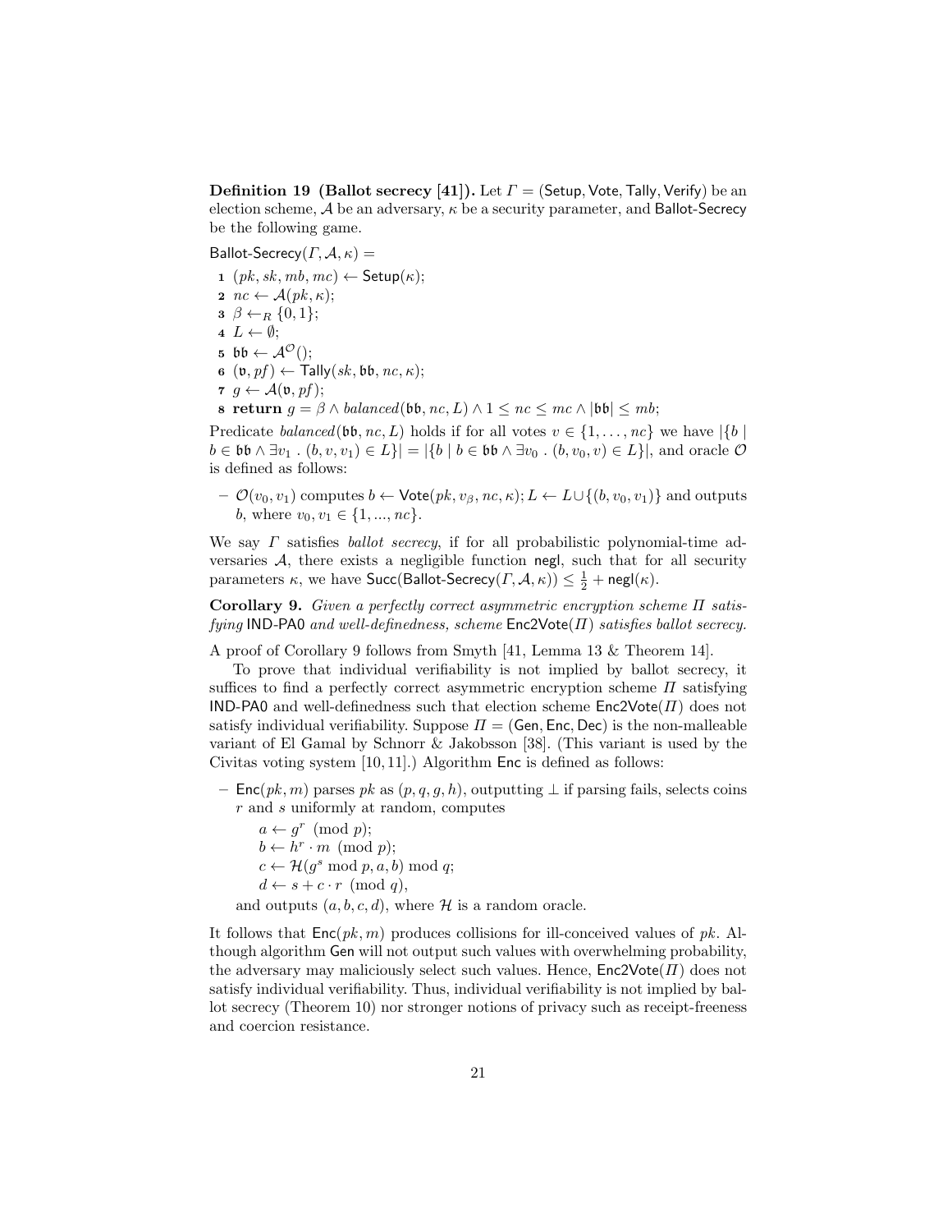**Definition 19 (Ballot secrecy [41]).** Let $\Gamma = (\mathsf{Setup}, \mathsf{Vote}, \mathsf{Tally}, \mathsf{Verify})$ be an election scheme, $\mathcal{A}$ be an adversary, $\kappa$ be a security parameter, and Ballot-Secrecy be the following game.

Ballot-Secrecy$(\Gamma, \mathcal{A}, \kappa)$ =

1. $(pk, sk, mb, mc) \leftarrow \mathsf{Setup}(\kappa)$;
2. $nc \leftarrow \mathcal{A}(pk, \kappa)$;
3. $\beta \leftarrow_R \{0, 1\}$;
4. $L \leftarrow \emptyset$;
5. $\mathfrak{bb} \leftarrow \mathcal{A}^{\mathcal{O}}()$;
6. $(\mathfrak{v}, pf) \leftarrow \mathsf{Tally}(sk, \mathfrak{bb}, nc, \kappa)$;
7. $g \leftarrow \mathcal{A}(\mathfrak{v}, pf)$;
8. **return** $g = \beta \wedge \mathit{balanced}(\mathfrak{bb}, nc, L) \wedge 1 \leq nc \leq mc \wedge |\mathfrak{bb}| \leq mb$;

Predicate $\mathit{balanced}(\mathfrak{bb}, nc, L)$ holds if for all votes $v \in \{1, \ldots, nc\}$ we have $|\{b \mid b \in \mathfrak{bb} \wedge \exists v_1 \,.\, (b, v, v_1) \in L\}| = |\{b \mid b \in \mathfrak{bb} \wedge \exists v_0 \,.\, (b, v_0, v) \in L\}|$, and oracle $\mathcal{O}$ is defined as follows:

- $\mathcal{O}(v_0, v_1)$ computes $b \leftarrow \mathsf{Vote}(pk, v_\beta, nc, \kappa); L \leftarrow L \cup \{(b, v_0, v_1)\}$ and outputs $b$, where $v_0, v_1 \in \{1, ..., nc\}$.

We say $\Gamma$ satisfies *ballot secrecy*, if for all probabilistic polynomial-time adversaries $\mathcal{A}$, there exists a negligible function negl, such that for all security parameters $\kappa$, we have $\mathsf{Succ}(\mathsf{Ballot\text{-}Secrecy}(\Gamma, \mathcal{A}, \kappa)) \leq \frac{1}{2} + \mathsf{negl}(\kappa)$.

**Corollary 9.** *Given a perfectly correct asymmetric encryption scheme $\Pi$ satisfying* IND-PA0 *and well-definedness, scheme* $\mathsf{Enc2Vote}(\Pi)$ *satisfies ballot secrecy.*

A proof of Corollary 9 follows from Smyth [41, Lemma 13 & Theorem 14].

To prove that individual verifiability is not implied by ballot secrecy, it suffices to find a perfectly correct asymmetric encryption scheme $\Pi$ satisfying IND-PA0 and well-definedness such that election scheme $\mathsf{Enc2Vote}(\Pi)$ does not satisfy individual verifiability. Suppose $\Pi = (\mathsf{Gen}, \mathsf{Enc}, \mathsf{Dec})$ is the non-malleable variant of El Gamal by Schnorr & Jakobsson [38]. (This variant is used by the Civitas voting system [10, 11].) Algorithm Enc is defined as follows:

- $\mathsf{Enc}(pk, m)$ parses $pk$ as $(p, q, g, h)$, outputting $\perp$ if parsing fails, selects coins $r$ and $s$ uniformly at random, computes

  $a \leftarrow g^r \pmod p$;
  $b \leftarrow h^r \cdot m \pmod p$;
  $c \leftarrow \mathcal{H}(g^s \bmod p, a, b) \bmod q$;
  $d \leftarrow s + c \cdot r \pmod q$,

  and outputs $(a, b, c, d)$, where $\mathcal{H}$ is a random oracle.

It follows that $\mathsf{Enc}(pk, m)$ produces collisions for ill-conceived values of $pk$. Although algorithm Gen will not output such values with overwhelming probability, the adversary may maliciously select such values. Hence, $\mathsf{Enc2Vote}(\Pi)$ does not satisfy individual verifiability. Thus, individual verifiability is not implied by ballot secrecy (Theorem 10) nor stronger notions of privacy such as receipt-freeness and coercion resistance.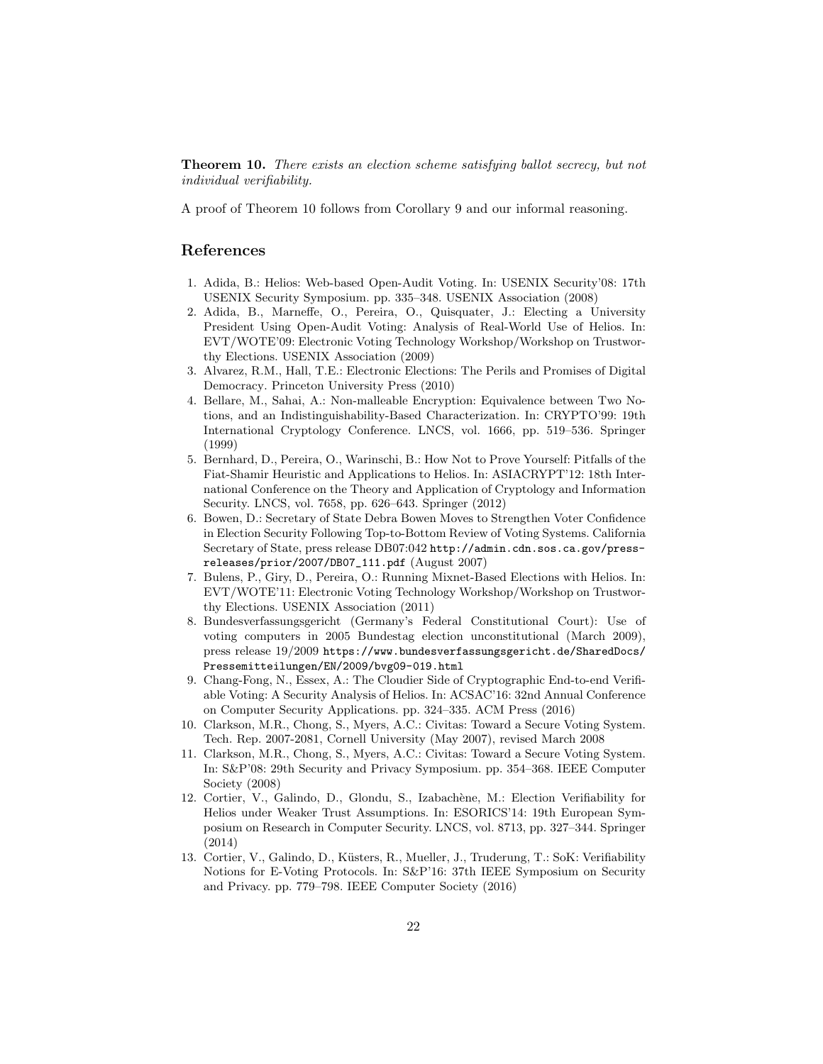**Theorem 10.** *There exists an election scheme satisfying ballot secrecy, but not individual verifiability.*

A proof of Theorem 10 follows from Corollary 9 and our informal reasoning.

## References

1. Adida, B.: Helios: Web-based Open-Audit Voting. In: USENIX Security'08: 17th USENIX Security Symposium. pp. 335–348. USENIX Association (2008)
2. Adida, B., Marneffe, O., Pereira, O., Quisquater, J.: Electing a University President Using Open-Audit Voting: Analysis of Real-World Use of Helios. In: EVT/WOTE'09: Electronic Voting Technology Workshop/Workshop on Trustworthy Elections. USENIX Association (2009)
3. Alvarez, R.M., Hall, T.E.: Electronic Elections: The Perils and Promises of Digital Democracy. Princeton University Press (2010)
4. Bellare, M., Sahai, A.: Non-malleable Encryption: Equivalence between Two Notions, and an Indistinguishability-Based Characterization. In: CRYPTO'99: 19th International Cryptology Conference. LNCS, vol. 1666, pp. 519–536. Springer (1999)
5. Bernhard, D., Pereira, O., Warinschi, B.: How Not to Prove Yourself: Pitfalls of the Fiat-Shamir Heuristic and Applications to Helios. In: ASIACRYPT'12: 18th International Conference on the Theory and Application of Cryptology and Information Security. LNCS, vol. 7658, pp. 626–643. Springer (2012)
6. Bowen, D.: Secretary of State Debra Bowen Moves to Strengthen Voter Confidence in Election Security Following Top-to-Bottom Review of Voting Systems. California Secretary of State, press release DB07:042 `http://admin.cdn.sos.ca.gov/press-releases/prior/2007/DB07_111.pdf` (August 2007)
7. Bulens, P., Giry, D., Pereira, O.: Running Mixnet-Based Elections with Helios. In: EVT/WOTE'11: Electronic Voting Technology Workshop/Workshop on Trustworthy Elections. USENIX Association (2011)
8. Bundesverfassungsgericht (Germany's Federal Constitutional Court): Use of voting computers in 2005 Bundestag election unconstitutional (March 2009), press release 19/2009 `https://www.bundesverfassungsgericht.de/SharedDocs/Pressemitteilungen/EN/2009/bvg09-019.html`
9. Chang-Fong, N., Essex, A.: The Cloudier Side of Cryptographic End-to-end Verifiable Voting: A Security Analysis of Helios. In: ACSAC'16: 32nd Annual Conference on Computer Security Applications. pp. 324–335. ACM Press (2016)
10. Clarkson, M.R., Chong, S., Myers, A.C.: Civitas: Toward a Secure Voting System. Tech. Rep. 2007-2081, Cornell University (May 2007), revised March 2008
11. Clarkson, M.R., Chong, S., Myers, A.C.: Civitas: Toward a Secure Voting System. In: S&P'08: 29th Security and Privacy Symposium. pp. 354–368. IEEE Computer Society (2008)
12. Cortier, V., Galindo, D., Glondu, S., Izabachène, M.: Election Verifiability for Helios under Weaker Trust Assumptions. In: ESORICS'14: 19th European Symposium on Research in Computer Security. LNCS, vol. 8713, pp. 327–344. Springer (2014)
13. Cortier, V., Galindo, D., Küsters, R., Mueller, J., Truderung, T.: SoK: Verifiability Notions for E-Voting Protocols. In: S&P'16: 37th IEEE Symposium on Security and Privacy. pp. 779–798. IEEE Computer Society (2016)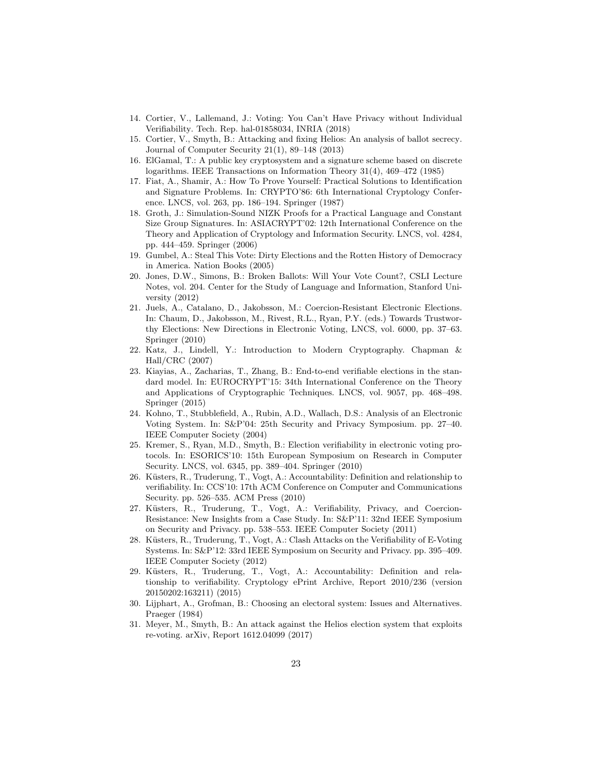14. Cortier, V., Lallemand, J.: Voting: You Can't Have Privacy without Individual Verifiability. Tech. Rep. hal-01858034, INRIA (2018)
15. Cortier, V., Smyth, B.: Attacking and fixing Helios: An analysis of ballot secrecy. Journal of Computer Security 21(1), 89–148 (2013)
16. ElGamal, T.: A public key cryptosystem and a signature scheme based on discrete logarithms. IEEE Transactions on Information Theory 31(4), 469–472 (1985)
17. Fiat, A., Shamir, A.: How To Prove Yourself: Practical Solutions to Identification and Signature Problems. In: CRYPTO'86: 6th International Cryptology Conference. LNCS, vol. 263, pp. 186–194. Springer (1987)
18. Groth, J.: Simulation-Sound NIZK Proofs for a Practical Language and Constant Size Group Signatures. In: ASIACRYPT'02: 12th International Conference on the Theory and Application of Cryptology and Information Security. LNCS, vol. 4284, pp. 444–459. Springer (2006)
19. Gumbel, A.: Steal This Vote: Dirty Elections and the Rotten History of Democracy in America. Nation Books (2005)
20. Jones, D.W., Simons, B.: Broken Ballots: Will Your Vote Count?, CSLI Lecture Notes, vol. 204. Center for the Study of Language and Information, Stanford University (2012)
21. Juels, A., Catalano, D., Jakobsson, M.: Coercion-Resistant Electronic Elections. In: Chaum, D., Jakobsson, M., Rivest, R.L., Ryan, P.Y. (eds.) Towards Trustworthy Elections: New Directions in Electronic Voting, LNCS, vol. 6000, pp. 37–63. Springer (2010)
22. Katz, J., Lindell, Y.: Introduction to Modern Cryptography. Chapman & Hall/CRC (2007)
23. Kiayias, A., Zacharias, T., Zhang, B.: End-to-end verifiable elections in the standard model. In: EUROCRYPT'15: 34th International Conference on the Theory and Applications of Cryptographic Techniques. LNCS, vol. 9057, pp. 468–498. Springer (2015)
24. Kohno, T., Stubblefield, A., Rubin, A.D., Wallach, D.S.: Analysis of an Electronic Voting System. In: S&P'04: 25th Security and Privacy Symposium. pp. 27–40. IEEE Computer Society (2004)
25. Kremer, S., Ryan, M.D., Smyth, B.: Election verifiability in electronic voting protocols. In: ESORICS'10: 15th European Symposium on Research in Computer Security. LNCS, vol. 6345, pp. 389–404. Springer (2010)
26. Küsters, R., Truderung, T., Vogt, A.: Accountability: Definition and relationship to verifiability. In: CCS'10: 17th ACM Conference on Computer and Communications Security. pp. 526–535. ACM Press (2010)
27. Küsters, R., Truderung, T., Vogt, A.: Verifiability, Privacy, and Coercion-Resistance: New Insights from a Case Study. In: S&P'11: 32nd IEEE Symposium on Security and Privacy. pp. 538–553. IEEE Computer Society (2011)
28. Küsters, R., Truderung, T., Vogt, A.: Clash Attacks on the Verifiability of E-Voting Systems. In: S&P'12: 33rd IEEE Symposium on Security and Privacy. pp. 395–409. IEEE Computer Society (2012)
29. Küsters, R., Truderung, T., Vogt, A.: Accountability: Definition and relationship to verifiability. Cryptology ePrint Archive, Report 2010/236 (version 20150202:163211) (2015)
30. Lijphart, A., Grofman, B.: Choosing an electoral system: Issues and Alternatives. Praeger (1984)
31. Meyer, M., Smyth, B.: An attack against the Helios election system that exploits re-voting. arXiv, Report 1612.04099 (2017)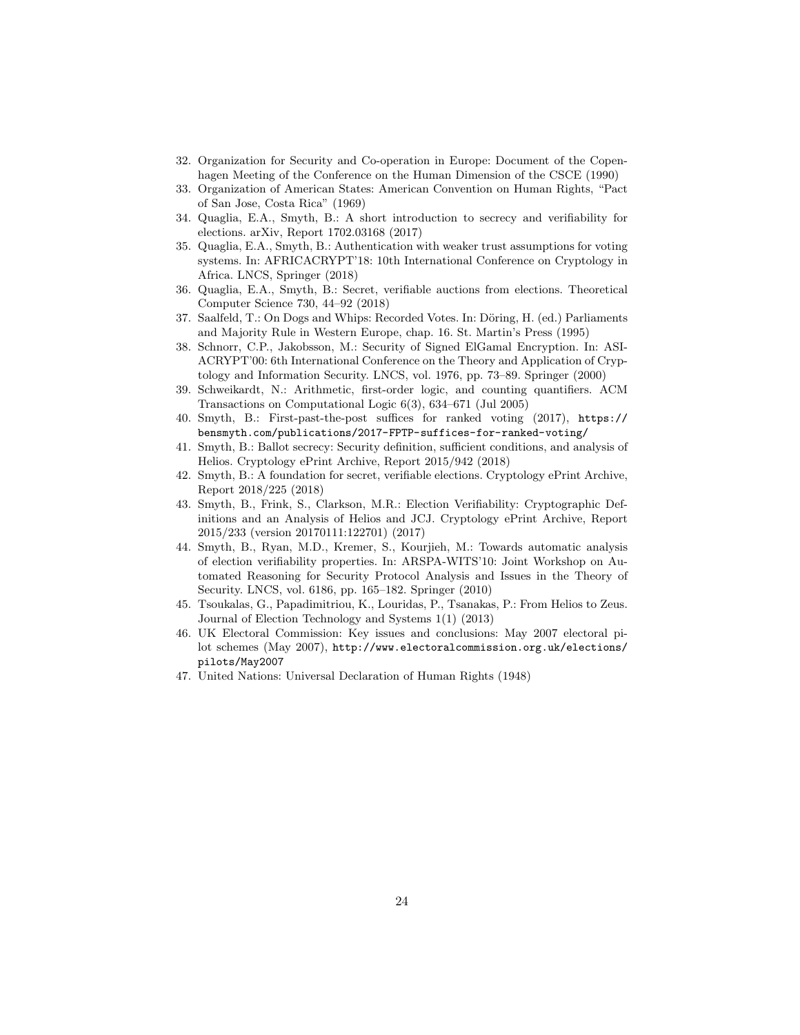32. Organization for Security and Co-operation in Europe: Document of the Copenhagen Meeting of the Conference on the Human Dimension of the CSCE (1990)
33. Organization of American States: American Convention on Human Rights, "Pact of San Jose, Costa Rica" (1969)
34. Quaglia, E.A., Smyth, B.: A short introduction to secrecy and verifiability for elections. arXiv, Report 1702.03168 (2017)
35. Quaglia, E.A., Smyth, B.: Authentication with weaker trust assumptions for voting systems. In: AFRICACRYPT'18: 10th International Conference on Cryptology in Africa. LNCS, Springer (2018)
36. Quaglia, E.A., Smyth, B.: Secret, verifiable auctions from elections. Theoretical Computer Science 730, 44–92 (2018)
37. Saalfeld, T.: On Dogs and Whips: Recorded Votes. In: Döring, H. (ed.) Parliaments and Majority Rule in Western Europe, chap. 16. St. Martin's Press (1995)
38. Schnorr, C.P., Jakobsson, M.: Security of Signed ElGamal Encryption. In: ASIACRYPT'00: 6th International Conference on the Theory and Application of Cryptology and Information Security. LNCS, vol. 1976, pp. 73–89. Springer (2000)
39. Schweikardt, N.: Arithmetic, first-order logic, and counting quantifiers. ACM Transactions on Computational Logic 6(3), 634–671 (Jul 2005)
40. Smyth, B.: First-past-the-post suffices for ranked voting (2017), https://bensmyth.com/publications/2017-FPTP-suffices-for-ranked-voting/
41. Smyth, B.: Ballot secrecy: Security definition, sufficient conditions, and analysis of Helios. Cryptology ePrint Archive, Report 2015/942 (2018)
42. Smyth, B.: A foundation for secret, verifiable elections. Cryptology ePrint Archive, Report 2018/225 (2018)
43. Smyth, B., Frink, S., Clarkson, M.R.: Election Verifiability: Cryptographic Definitions and an Analysis of Helios and JCJ. Cryptology ePrint Archive, Report 2015/233 (version 20170111:122701) (2017)
44. Smyth, B., Ryan, M.D., Kremer, S., Kourjieh, M.: Towards automatic analysis of election verifiability properties. In: ARSPA-WITS'10: Joint Workshop on Automated Reasoning for Security Protocol Analysis and Issues in the Theory of Security. LNCS, vol. 6186, pp. 165–182. Springer (2010)
45. Tsoukalas, G., Papadimitriou, K., Louridas, P., Tsanakas, P.: From Helios to Zeus. Journal of Election Technology and Systems 1(1) (2013)
46. UK Electoral Commission: Key issues and conclusions: May 2007 electoral pilot schemes (May 2007), http://www.electoralcommission.org.uk/elections/pilots/May2007
47. United Nations: Universal Declaration of Human Rights (1948)